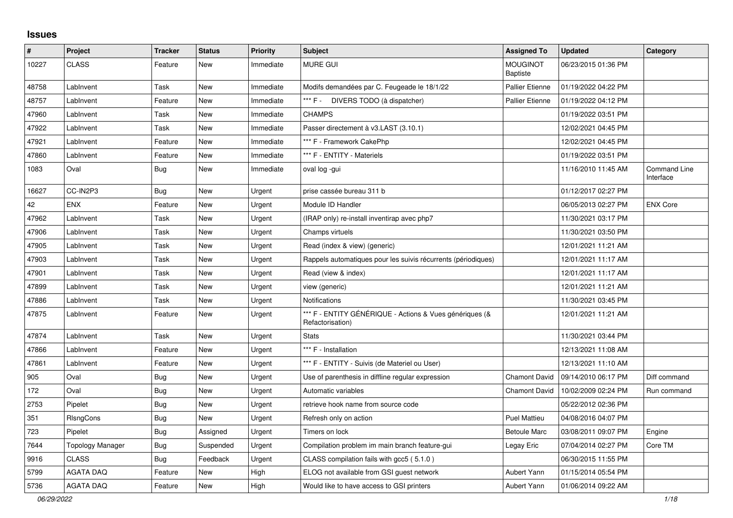# Issues

| # | Project | Tracker | Status | Priority | Subject | Assigned To | Updated | Category |
|---|---|---|---|---|---|---|---|---|
| 10227 | CLASS | Feature | New | Immediate | MURE GUI | MOUGINOT Baptiste | 06/23/2015 01:36 PM | |
| 48758 | LabInvent | Task | New | Immediate | Modifs demandées par C. Feugeade le 18/1/22 | Pallier Etienne | 01/19/2022 04:22 PM | |
| 48757 | LabInvent | Feature | New | Immediate | *** F - DIVERS TODO (à dispatcher) | Pallier Etienne | 01/19/2022 04:12 PM | |
| 47960 | LabInvent | Task | New | Immediate | CHAMPS | | 01/19/2022 03:51 PM | |
| 47922 | LabInvent | Task | New | Immediate | Passer directement à v3.LAST (3.10.1) | | 12/02/2021 04:45 PM | |
| 47921 | LabInvent | Feature | New | Immediate | *** F - Framework CakePhp | | 12/02/2021 04:45 PM | |
| 47860 | LabInvent | Feature | New | Immediate | *** F - ENTITY - Materiels | | 01/19/2022 03:51 PM | |
| 1083 | Oval | Bug | New | Immediate | oval log -gui | | 11/16/2010 11:45 AM | Command Line Interface |
| 16627 | CC-IN2P3 | Bug | New | Urgent | prise cassée bureau 311 b | | 01/12/2017 02:27 PM | |
| 42 | ENX | Feature | New | Urgent | Module ID Handler | | 06/05/2013 02:27 PM | ENX Core |
| 47962 | LabInvent | Task | New | Urgent | (IRAP only) re-install inventirap avec php7 | | 11/30/2021 03:17 PM | |
| 47906 | LabInvent | Task | New | Urgent | Champs virtuels | | 11/30/2021 03:50 PM | |
| 47905 | LabInvent | Task | New | Urgent | Read (index & view) (generic) | | 12/01/2021 11:21 AM | |
| 47903 | LabInvent | Task | New | Urgent | Rappels automatiques pour les suivis récurrents (périodiques) | | 12/01/2021 11:17 AM | |
| 47901 | LabInvent | Task | New | Urgent | Read (view & index) | | 12/01/2021 11:17 AM | |
| 47899 | LabInvent | Task | New | Urgent | view (generic) | | 12/01/2021 11:21 AM | |
| 47886 | LabInvent | Task | New | Urgent | Notifications | | 11/30/2021 03:45 PM | |
| 47875 | LabInvent | Feature | New | Urgent | *** F - ENTITY GÉNÉRIQUE - Actions & Vues génériques (& Refactorisation) | | 12/01/2021 11:21 AM | |
| 47874 | LabInvent | Task | New | Urgent | Stats | | 11/30/2021 03:44 PM | |
| 47866 | LabInvent | Feature | New | Urgent | *** F - Installation | | 12/13/2021 11:08 AM | |
| 47861 | LabInvent | Feature | New | Urgent | *** F - ENTITY - Suivis (de Materiel ou User) | | 12/13/2021 11:10 AM | |
| 905 | Oval | Bug | New | Urgent | Use of parenthesis in diffline regular expression | Chamont David | 09/14/2010 06:17 PM | Diff command |
| 172 | Oval | Bug | New | Urgent | Automatic variables | Chamont David | 10/02/2009 02:24 PM | Run command |
| 2753 | Pipelet | Bug | New | Urgent | retrieve hook name from source code | | 05/22/2012 02:36 PM | |
| 351 | RIsngCons | Bug | New | Urgent | Refresh only on action | Puel Mattieu | 04/08/2016 04:07 PM | |
| 723 | Pipelet | Bug | Assigned | Urgent | Timers on lock | Betoule Marc | 03/08/2011 09:07 PM | Engine |
| 7644 | Topology Manager | Bug | Suspended | Urgent | Compilation problem im main branch feature-gui | Legay Eric | 07/04/2014 02:27 PM | Core TM |
| 9916 | CLASS | Bug | Feedback | Urgent | CLASS compilation fails with gcc5 ( 5.1.0 ) | | 06/30/2015 11:55 PM | |
| 5799 | AGATA DAQ | Feature | New | High | ELOG not available from GSI guest network | Aubert Yann | 01/15/2014 05:54 PM | |
| 5736 | AGATA DAQ | Feature | New | High | Would like to have access to GSI printers | Aubert Yann | 01/06/2014 09:22 AM | |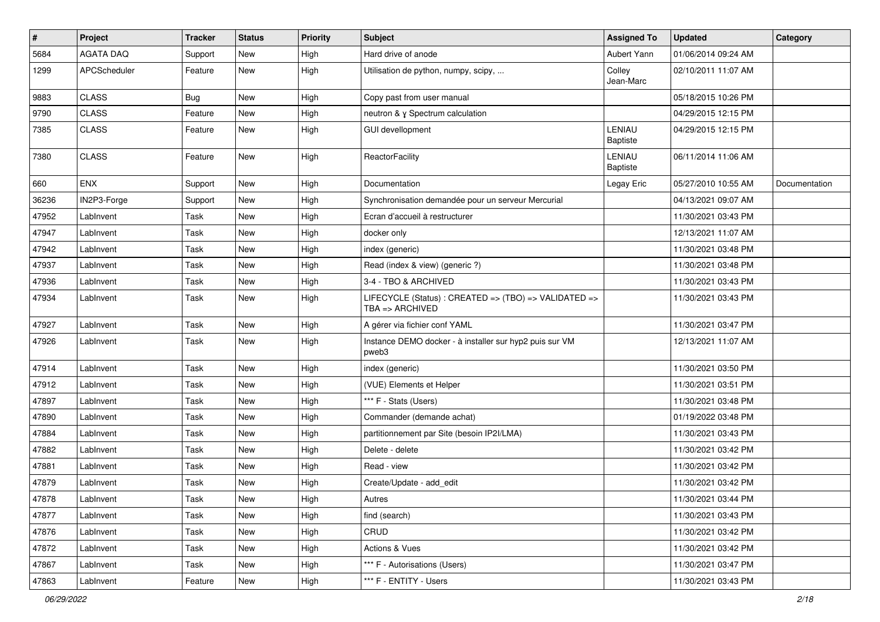| # | Project | Tracker | Status | Priority | Subject | Assigned To | Updated | Category |
|---|---|---|---|---|---|---|---|---|
| 5684 | AGATA DAQ | Support | New | High | Hard drive of anode | Aubert Yann | 01/06/2014 09:24 AM | |
| 1299 | APCScheduler | Feature | New | High | Utilisation de python, numpy, scipy, ... | Colley Jean-Marc | 02/10/2011 11:07 AM | |
| 9883 | CLASS | Bug | New | High | Copy past from user manual | | 05/18/2015 10:26 PM | |
| 9790 | CLASS | Feature | New | High | neutron & γ Spectrum calculation | | 04/29/2015 12:15 PM | |
| 7385 | CLASS | Feature | New | High | GUI devellopment | LENIAU Baptiste | 04/29/2015 12:15 PM | |
| 7380 | CLASS | Feature | New | High | ReactorFacility | LENIAU Baptiste | 06/11/2014 11:06 AM | |
| 660 | ENX | Support | New | High | Documentation | Legay Eric | 05/27/2010 10:55 AM | Documentation |
| 36236 | IN2P3-Forge | Support | New | High | Synchronisation demandée pour un serveur Mercurial | | 04/13/2021 09:07 AM | |
| 47952 | LabInvent | Task | New | High | Ecran d'accueil à restructurer | | 11/30/2021 03:43 PM | |
| 47947 | LabInvent | Task | New | High | docker only | | 12/13/2021 11:07 AM | |
| 47942 | LabInvent | Task | New | High | index (generic) | | 11/30/2021 03:48 PM | |
| 47937 | LabInvent | Task | New | High | Read (index & view) (generic ?) | | 11/30/2021 03:48 PM | |
| 47936 | LabInvent | Task | New | High | 3-4 - TBO & ARCHIVED | | 11/30/2021 03:43 PM | |
| 47934 | LabInvent | Task | New | High | LIFECYCLE (Status) : CREATED => (TBO) => VALIDATED => TBA => ARCHIVED | | 11/30/2021 03:43 PM | |
| 47927 | LabInvent | Task | New | High | A gérer via fichier conf YAML | | 11/30/2021 03:47 PM | |
| 47926 | LabInvent | Task | New | High | Instance DEMO docker - à installer sur hyp2 puis sur VM pweb3 | | 12/13/2021 11:07 AM | |
| 47914 | LabInvent | Task | New | High | index (generic) | | 11/30/2021 03:50 PM | |
| 47912 | LabInvent | Task | New | High | (VUE) Elements et Helper | | 11/30/2021 03:51 PM | |
| 47897 | LabInvent | Task | New | High | *** F - Stats (Users) | | 11/30/2021 03:48 PM | |
| 47890 | LabInvent | Task | New | High | Commander (demande achat) | | 01/19/2022 03:48 PM | |
| 47884 | LabInvent | Task | New | High | partitionnement par Site (besoin IP2I/LMA) | | 11/30/2021 03:43 PM | |
| 47882 | LabInvent | Task | New | High | Delete - delete | | 11/30/2021 03:42 PM | |
| 47881 | LabInvent | Task | New | High | Read - view | | 11/30/2021 03:42 PM | |
| 47879 | LabInvent | Task | New | High | Create/Update - add_edit | | 11/30/2021 03:42 PM | |
| 47878 | LabInvent | Task | New | High | Autres | | 11/30/2021 03:44 PM | |
| 47877 | LabInvent | Task | New | High | find (search) | | 11/30/2021 03:43 PM | |
| 47876 | LabInvent | Task | New | High | CRUD | | 11/30/2021 03:42 PM | |
| 47872 | LabInvent | Task | New | High | Actions & Vues | | 11/30/2021 03:42 PM | |
| 47867 | LabInvent | Task | New | High | *** F - Autorisations (Users) | | 11/30/2021 03:47 PM | |
| 47863 | LabInvent | Feature | New | High | *** F - ENTITY - Users | | 11/30/2021 03:43 PM | |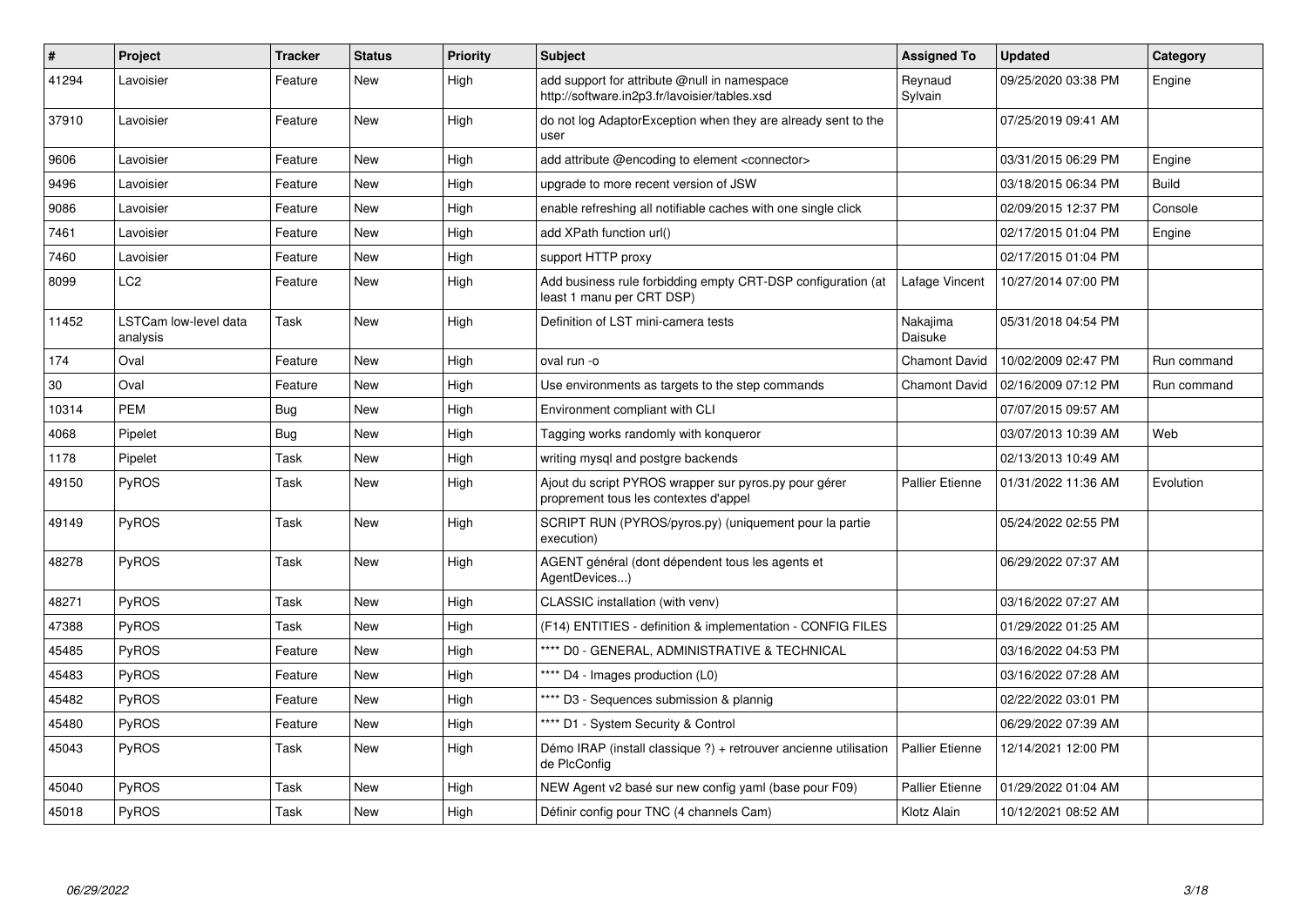| # | Project | Tracker | Status | Priority | Subject | Assigned To | Updated | Category |
|---|---|---|---|---|---|---|---|---|
| 41294 | Lavoisier | Feature | New | High | add support for attribute @null in namespace http://software.in2p3.fr/lavoisier/tables.xsd | Reynaud Sylvain | 09/25/2020 03:38 PM | Engine |
| 37910 | Lavoisier | Feature | New | High | do not log AdaptorException when they are already sent to the user | | 07/25/2019 09:41 AM | |
| 9606 | Lavoisier | Feature | New | High | add attribute @encoding to element <connector> | | 03/31/2015 06:29 PM | Engine |
| 9496 | Lavoisier | Feature | New | High | upgrade to more recent version of JSW | | 03/18/2015 06:34 PM | Build |
| 9086 | Lavoisier | Feature | New | High | enable refreshing all notifiable caches with one single click | | 02/09/2015 12:37 PM | Console |
| 7461 | Lavoisier | Feature | New | High | add XPath function url() | | 02/17/2015 01:04 PM | Engine |
| 7460 | Lavoisier | Feature | New | High | support HTTP proxy | | 02/17/2015 01:04 PM | |
| 8099 | LC2 | Feature | New | High | Add business rule forbidding empty CRT-DSP configuration (at least 1 manu per CRT DSP) | Lafage Vincent | 10/27/2014 07:00 PM | |
| 11452 | LSTCam low-level data analysis | Task | New | High | Definition of LST mini-camera tests | Nakajima Daisuke | 05/31/2018 04:54 PM | |
| 174 | Oval | Feature | New | High | oval run -o | Chamont David | 10/02/2009 02:47 PM | Run command |
| 30 | Oval | Feature | New | High | Use environments as targets to the step commands | Chamont David | 02/16/2009 07:12 PM | Run command |
| 10314 | PEM | Bug | New | High | Environment compliant with CLI | | 07/07/2015 09:57 AM | |
| 4068 | Pipelet | Bug | New | High | Tagging works randomly with konqueror | | 03/07/2013 10:39 AM | Web |
| 1178 | Pipelet | Task | New | High | writing mysql and postgre backends | | 02/13/2013 10:49 AM | |
| 49150 | PyROS | Task | New | High | Ajout du script PYROS wrapper sur pyros.py pour gérer proprement tous les contextes d'appel | Pallier Etienne | 01/31/2022 11:36 AM | Evolution |
| 49149 | PyROS | Task | New | High | SCRIPT RUN (PYROS/pyros.py) (uniquement pour la partie execution) | | 05/24/2022 02:55 PM | |
| 48278 | PyROS | Task | New | High | AGENT général (dont dépendent tous les agents et AgentDevices...) | | 06/29/2022 07:37 AM | |
| 48271 | PyROS | Task | New | High | CLASSIC installation (with venv) | | 03/16/2022 07:27 AM | |
| 47388 | PyROS | Task | New | High | (F14) ENTITIES - definition & implementation - CONFIG FILES | | 01/29/2022 01:25 AM | |
| 45485 | PyROS | Feature | New | High | **** D0 - GENERAL, ADMINISTRATIVE & TECHNICAL | | 03/16/2022 04:53 PM | |
| 45483 | PyROS | Feature | New | High | **** D4 - Images production (L0) | | 03/16/2022 07:28 AM | |
| 45482 | PyROS | Feature | New | High | **** D3 - Sequences submission & plannig | | 02/22/2022 03:01 PM | |
| 45480 | PyROS | Feature | New | High | **** D1 - System Security & Control | | 06/29/2022 07:39 AM | |
| 45043 | PyROS | Task | New | High | Démo IRAP (install classique ?) + retrouver ancienne utilisation de PlcConfig | Pallier Etienne | 12/14/2021 12:00 PM | |
| 45040 | PyROS | Task | New | High | NEW Agent v2 basé sur new config yaml (base pour F09) | Pallier Etienne | 01/29/2022 01:04 AM | |
| 45018 | PyROS | Task | New | High | Définir config pour TNC (4 channels Cam) | Klotz Alain | 10/12/2021 08:52 AM | |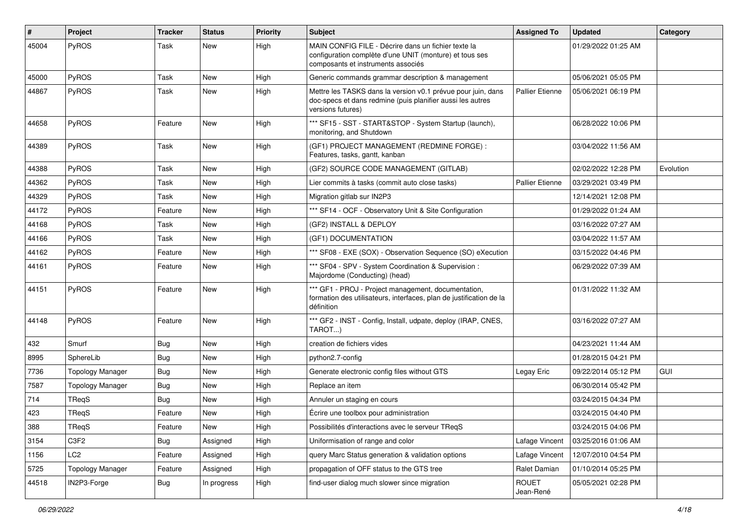| # | Project | Tracker | Status | Priority | Subject | Assigned To | Updated | Category |
|---|---|---|---|---|---|---|---|---|
| 45004 | PyROS | Task | New | High | MAIN CONFIG FILE - Décrire dans un fichier texte la configuration complète d'une UNIT (monture) et tous ses composants et instruments associés | | 01/29/2022 01:25 AM | |
| 45000 | PyROS | Task | New | High | Generic commands grammar description & management | | 05/06/2021 05:05 PM | |
| 44867 | PyROS | Task | New | High | Mettre les TASKS dans la version v0.1 prévue pour juin, dans doc-specs et dans redmine (puis planifier aussi les autres versions futures) | Pallier Etienne | 05/06/2021 06:19 PM | |
| 44658 | PyROS | Feature | New | High | *** SF15 - SST - START&STOP - System Startup (launch), monitoring, and Shutdown | | 06/28/2022 10:06 PM | |
| 44389 | PyROS | Task | New | High | (GF1) PROJECT MANAGEMENT (REDMINE FORGE) : Features, tasks, gantt, kanban | | 03/04/2022 11:56 AM | |
| 44388 | PyROS | Task | New | High | (GF2) SOURCE CODE MANAGEMENT (GITLAB) | | 02/02/2022 12:28 PM | Evolution |
| 44362 | PyROS | Task | New | High | Lier commits à tasks (commit auto close tasks) | Pallier Etienne | 03/29/2021 03:49 PM | |
| 44329 | PyROS | Task | New | High | Migration gitlab sur IN2P3 | | 12/14/2021 12:08 PM | |
| 44172 | PyROS | Feature | New | High | *** SF14 - OCF - Observatory Unit & Site Configuration | | 01/29/2022 01:24 AM | |
| 44168 | PyROS | Task | New | High | (GF2) INSTALL & DEPLOY | | 03/16/2022 07:27 AM | |
| 44166 | PyROS | Task | New | High | (GF1) DOCUMENTATION | | 03/04/2022 11:57 AM | |
| 44162 | PyROS | Feature | New | High | *** SF08 - EXE (SOX) - Observation Sequence (SO) eXecution | | 03/15/2022 04:46 PM | |
| 44161 | PyROS | Feature | New | High | *** SF04 - SPV - System Coordination & Supervision : Majordome (Conducting) (head) | | 06/29/2022 07:39 AM | |
| 44151 | PyROS | Feature | New | High | *** GF1 - PROJ - Project management, documentation, formation des utilisateurs, interfaces, plan de justification de la définition | | 01/31/2022 11:32 AM | |
| 44148 | PyROS | Feature | New | High | *** GF2 - INST - Config, Install, udpate, deploy (IRAP, CNES, TAROT...) | | 03/16/2022 07:27 AM | |
| 432 | Smurf | Bug | New | High | creation de fichiers vides | | 04/23/2021 11:44 AM | |
| 8995 | SphereLib | Bug | New | High | python2.7-config | | 01/28/2015 04:21 PM | |
| 7736 | Topology Manager | Bug | New | High | Generate electronic config files without GTS | Legay Eric | 09/22/2014 05:12 PM | GUI |
| 7587 | Topology Manager | Bug | New | High | Replace an item | | 06/30/2014 05:42 PM | |
| 714 | TReqS | Bug | New | High | Annuler un staging en cours | | 03/24/2015 04:34 PM | |
| 423 | TReqS | Feature | New | High | Écrire une toolbox pour administration | | 03/24/2015 04:40 PM | |
| 388 | TReqS | Feature | New | High | Possibilités d'interactions avec le serveur TReqS | | 03/24/2015 04:06 PM | |
| 3154 | C3F2 | Bug | Assigned | High | Uniformisation of range and color | Lafage Vincent | 03/25/2016 01:06 AM | |
| 1156 | LC2 | Feature | Assigned | High | query Marc Status generation & validation options | Lafage Vincent | 12/07/2010 04:54 PM | |
| 5725 | Topology Manager | Feature | Assigned | High | propagation of OFF status to the GTS tree | Ralet Damian | 01/10/2014 05:25 PM | |
| 44518 | IN2P3-Forge | Bug | In progress | High | find-user dialog much slower since migration | ROUET Jean-René | 05/05/2021 02:28 PM | |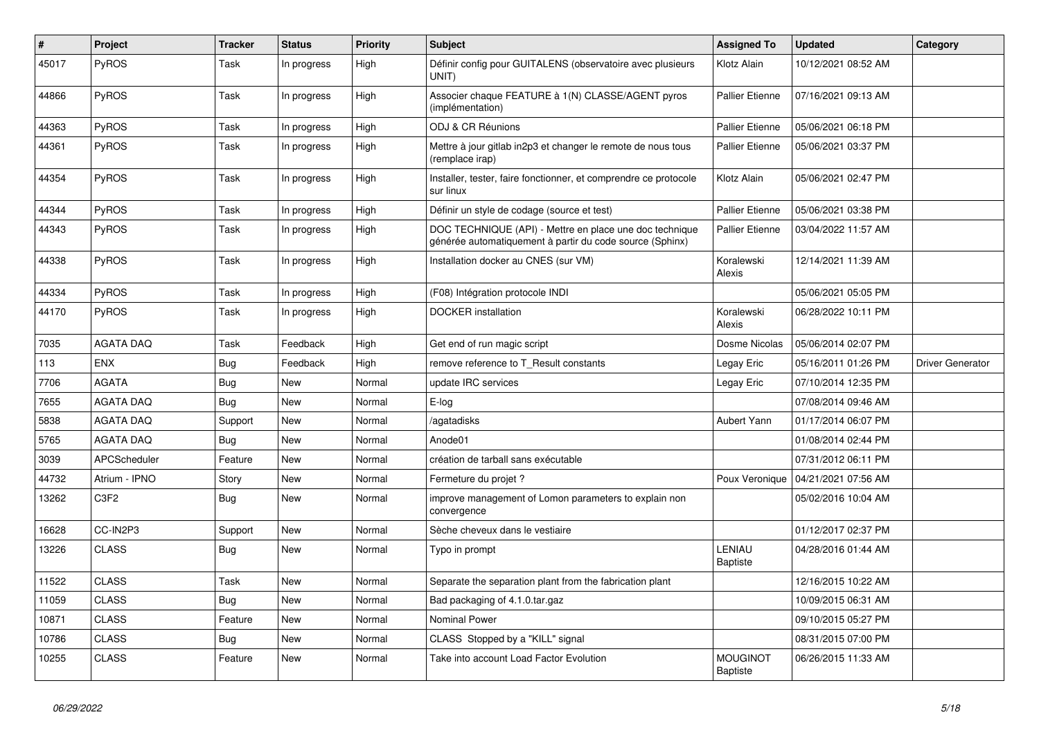| # | Project | Tracker | Status | Priority | Subject | Assigned To | Updated | Category |
|---|---|---|---|---|---|---|---|---|
| 45017 | PyROS | Task | In progress | High | Définir config pour GUITALENS (observatoire avec plusieurs UNIT) | Klotz Alain | 10/12/2021 08:52 AM | |
| 44866 | PyROS | Task | In progress | High | Associer chaque FEATURE à 1(N) CLASSE/AGENT pyros (implémentation) | Pallier Etienne | 07/16/2021 09:13 AM | |
| 44363 | PyROS | Task | In progress | High | ODJ & CR Réunions | Pallier Etienne | 05/06/2021 06:18 PM | |
| 44361 | PyROS | Task | In progress | High | Mettre à jour gitlab in2p3 et changer le remote de nous tous (remplace irap) | Pallier Etienne | 05/06/2021 03:37 PM | |
| 44354 | PyROS | Task | In progress | High | Installer, tester, faire fonctionner, et comprendre ce protocole sur linux | Klotz Alain | 05/06/2021 02:47 PM | |
| 44344 | PyROS | Task | In progress | High | Définir un style de codage (source et test) | Pallier Etienne | 05/06/2021 03:38 PM | |
| 44343 | PyROS | Task | In progress | High | DOC TECHNIQUE (API) - Mettre en place une doc technique générée automatiquement à partir du code source (Sphinx) | Pallier Etienne | 03/04/2022 11:57 AM | |
| 44338 | PyROS | Task | In progress | High | Installation docker au CNES (sur VM) | Koralewski Alexis | 12/14/2021 11:39 AM | |
| 44334 | PyROS | Task | In progress | High | (F08) Intégration protocole INDI | | 05/06/2021 05:05 PM | |
| 44170 | PyROS | Task | In progress | High | DOCKER installation | Koralewski Alexis | 06/28/2022 10:11 PM | |
| 7035 | AGATA DAQ | Task | Feedback | High | Get end of run magic script | Dosme Nicolas | 05/06/2014 02:07 PM | |
| 113 | ENX | Bug | Feedback | High | remove reference to T_Result constants | Legay Eric | 05/16/2011 01:26 PM | Driver Generator |
| 7706 | AGATA | Bug | New | Normal | update IRC services | Legay Eric | 07/10/2014 12:35 PM | |
| 7655 | AGATA DAQ | Bug | New | Normal | E-log | | 07/08/2014 09:46 AM | |
| 5838 | AGATA DAQ | Support | New | Normal | /agatadisks | Aubert Yann | 01/17/2014 06:07 PM | |
| 5765 | AGATA DAQ | Bug | New | Normal | Anode01 | | 01/08/2014 02:44 PM | |
| 3039 | APCScheduler | Feature | New | Normal | création de tarball sans exécutable | | 07/31/2012 06:11 PM | |
| 44732 | Atrium - IPNO | Story | New | Normal | Fermeture du projet ? | Poux Veronique | 04/21/2021 07:56 AM | |
| 13262 | C3F2 | Bug | New | Normal | improve management of Lomon parameters to explain non convergence | | 05/02/2016 10:04 AM | |
| 16628 | CC-IN2P3 | Support | New | Normal | Sèche cheveux dans le vestiaire | | 01/12/2017 02:37 PM | |
| 13226 | CLASS | Bug | New | Normal | Typo in prompt | LENIAU Baptiste | 04/28/2016 01:44 AM | |
| 11522 | CLASS | Task | New | Normal | Separate the separation plant from the fabrication plant | | 12/16/2015 10:22 AM | |
| 11059 | CLASS | Bug | New | Normal | Bad packaging of 4.1.0.tar.gaz | | 10/09/2015 06:31 AM | |
| 10871 | CLASS | Feature | New | Normal | Nominal Power | | 09/10/2015 05:27 PM | |
| 10786 | CLASS | Bug | New | Normal | CLASS Stopped by a "KILL" signal | | 08/31/2015 07:00 PM | |
| 10255 | CLASS | Feature | New | Normal | Take into account Load Factor Evolution | MOUGINOT Baptiste | 06/26/2015 11:33 AM | |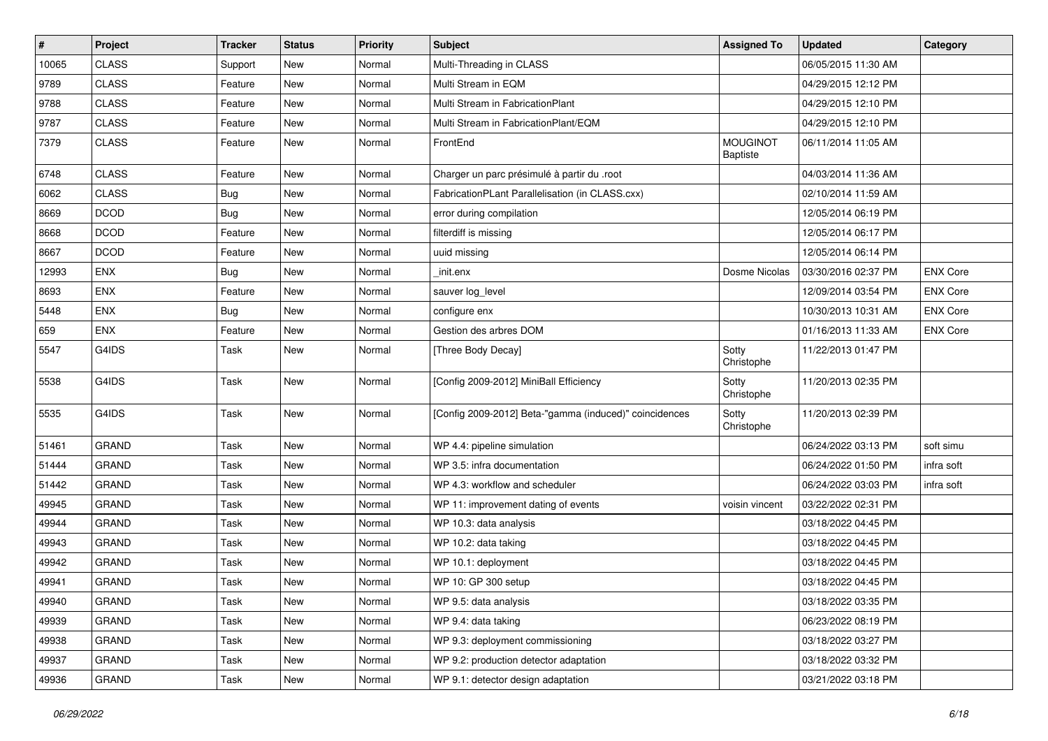| # | Project | Tracker | Status | Priority | Subject | Assigned To | Updated | Category |
|---|---|---|---|---|---|---|---|---|
| 10065 | CLASS | Support | New | Normal | Multi-Threading in CLASS | | 06/05/2015 11:30 AM | |
| 9789 | CLASS | Feature | New | Normal | Multi Stream in EQM | | 04/29/2015 12:12 PM | |
| 9788 | CLASS | Feature | New | Normal | Multi Stream in FabricationPlant | | 04/29/2015 12:10 PM | |
| 9787 | CLASS | Feature | New | Normal | Multi Stream in FabricationPlant/EQM | | 04/29/2015 12:10 PM | |
| 7379 | CLASS | Feature | New | Normal | FrontEnd | MOUGINOT Baptiste | 06/11/2014 11:05 AM | |
| 6748 | CLASS | Feature | New | Normal | Charger un parc présimulé à partir du .root | | 04/03/2014 11:36 AM | |
| 6062 | CLASS | Bug | New | Normal | FabricationPLant Parallelisation (in CLASS.cxx) | | 02/10/2014 11:59 AM | |
| 8669 | DCOD | Bug | New | Normal | error during compilation | | 12/05/2014 06:19 PM | |
| 8668 | DCOD | Feature | New | Normal | filterdiff is missing | | 12/05/2014 06:17 PM | |
| 8667 | DCOD | Feature | New | Normal | uuid missing | | 12/05/2014 06:14 PM | |
| 12993 | ENX | Bug | New | Normal | _init.enx | Dosme Nicolas | 03/30/2016 02:37 PM | ENX Core |
| 8693 | ENX | Feature | New | Normal | sauver log_level | | 12/09/2014 03:54 PM | ENX Core |
| 5448 | ENX | Bug | New | Normal | configure enx | | 10/30/2013 10:31 AM | ENX Core |
| 659 | ENX | Feature | New | Normal | Gestion des arbres DOM | | 01/16/2013 11:33 AM | ENX Core |
| 5547 | G4IDS | Task | New | Normal | [Three Body Decay] | Sotty Christophe | 11/22/2013 01:47 PM | |
| 5538 | G4IDS | Task | New | Normal | [Config 2009-2012] MiniBall Efficiency | Sotty Christophe | 11/20/2013 02:35 PM | |
| 5535 | G4IDS | Task | New | Normal | [Config 2009-2012] Beta-"gamma (induced)" coincidences | Sotty Christophe | 11/20/2013 02:39 PM | |
| 51461 | GRAND | Task | New | Normal | WP 4.4: pipeline simulation | | 06/24/2022 03:13 PM | soft simu |
| 51444 | GRAND | Task | New | Normal | WP 3.5: infra documentation | | 06/24/2022 01:50 PM | infra soft |
| 51442 | GRAND | Task | New | Normal | WP 4.3: workflow and scheduler | | 06/24/2022 03:03 PM | infra soft |
| 49945 | GRAND | Task | New | Normal | WP 11: improvement dating of events | voisin vincent | 03/22/2022 02:31 PM | |
| 49944 | GRAND | Task | New | Normal | WP 10.3: data analysis | | 03/18/2022 04:45 PM | |
| 49943 | GRAND | Task | New | Normal | WP 10.2: data taking | | 03/18/2022 04:45 PM | |
| 49942 | GRAND | Task | New | Normal | WP 10.1: deployment | | 03/18/2022 04:45 PM | |
| 49941 | GRAND | Task | New | Normal | WP 10: GP 300 setup | | 03/18/2022 04:45 PM | |
| 49940 | GRAND | Task | New | Normal | WP 9.5: data analysis | | 03/18/2022 03:35 PM | |
| 49939 | GRAND | Task | New | Normal | WP 9.4: data taking | | 06/23/2022 08:19 PM | |
| 49938 | GRAND | Task | New | Normal | WP 9.3: deployment commissioning | | 03/18/2022 03:27 PM | |
| 49937 | GRAND | Task | New | Normal | WP 9.2: production detector adaptation | | 03/18/2022 03:32 PM | |
| 49936 | GRAND | Task | New | Normal | WP 9.1: detector design adaptation | | 03/21/2022 03:18 PM | |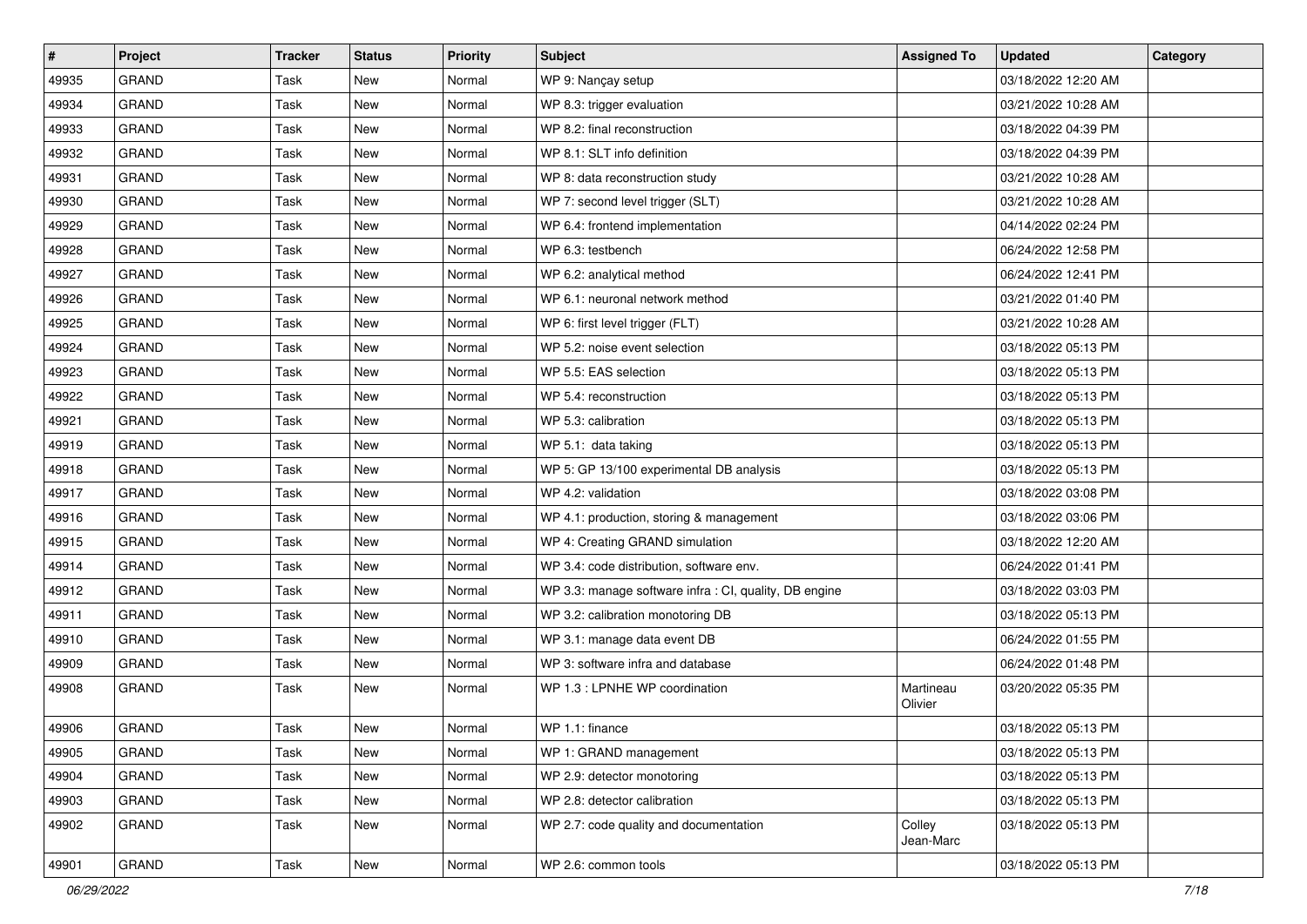| # | Project | Tracker | Status | Priority | Subject | Assigned To | Updated | Category |
|---|---|---|---|---|---|---|---|---|
| 49935 | GRAND | Task | New | Normal | WP 9: Nançay setup | | 03/18/2022 12:20 AM | |
| 49934 | GRAND | Task | New | Normal | WP 8.3: trigger evaluation | | 03/21/2022 10:28 AM | |
| 49933 | GRAND | Task | New | Normal | WP 8.2: final reconstruction | | 03/18/2022 04:39 PM | |
| 49932 | GRAND | Task | New | Normal | WP 8.1: SLT info definition | | 03/18/2022 04:39 PM | |
| 49931 | GRAND | Task | New | Normal | WP 8: data reconstruction study | | 03/21/2022 10:28 AM | |
| 49930 | GRAND | Task | New | Normal | WP 7: second level trigger (SLT) | | 03/21/2022 10:28 AM | |
| 49929 | GRAND | Task | New | Normal | WP 6.4: frontend implementation | | 04/14/2022 02:24 PM | |
| 49928 | GRAND | Task | New | Normal | WP 6.3: testbench | | 06/24/2022 12:58 PM | |
| 49927 | GRAND | Task | New | Normal | WP 6.2: analytical method | | 06/24/2022 12:41 PM | |
| 49926 | GRAND | Task | New | Normal | WP 6.1: neuronal network method | | 03/21/2022 01:40 PM | |
| 49925 | GRAND | Task | New | Normal | WP 6: first level trigger (FLT) | | 03/21/2022 10:28 AM | |
| 49924 | GRAND | Task | New | Normal | WP 5.2: noise event selection | | 03/18/2022 05:13 PM | |
| 49923 | GRAND | Task | New | Normal | WP 5.5: EAS selection | | 03/18/2022 05:13 PM | |
| 49922 | GRAND | Task | New | Normal | WP 5.4: reconstruction | | 03/18/2022 05:13 PM | |
| 49921 | GRAND | Task | New | Normal | WP 5.3: calibration | | 03/18/2022 05:13 PM | |
| 49919 | GRAND | Task | New | Normal | WP 5.1: data taking | | 03/18/2022 05:13 PM | |
| 49918 | GRAND | Task | New | Normal | WP 5: GP 13/100 experimental DB analysis | | 03/18/2022 05:13 PM | |
| 49917 | GRAND | Task | New | Normal | WP 4.2: validation | | 03/18/2022 03:08 PM | |
| 49916 | GRAND | Task | New | Normal | WP 4.1: production, storing & management | | 03/18/2022 03:06 PM | |
| 49915 | GRAND | Task | New | Normal | WP 4: Creating GRAND simulation | | 03/18/2022 12:20 AM | |
| 49914 | GRAND | Task | New | Normal | WP 3.4: code distribution, software env. | | 06/24/2022 01:41 PM | |
| 49912 | GRAND | Task | New | Normal | WP 3.3: manage software infra : CI, quality, DB engine | | 03/18/2022 03:03 PM | |
| 49911 | GRAND | Task | New | Normal | WP 3.2: calibration monotoring DB | | 03/18/2022 05:13 PM | |
| 49910 | GRAND | Task | New | Normal | WP 3.1: manage data event DB | | 06/24/2022 01:55 PM | |
| 49909 | GRAND | Task | New | Normal | WP 3: software infra and database | | 06/24/2022 01:48 PM | |
| 49908 | GRAND | Task | New | Normal | WP 1.3 : LPNHE WP coordination | Martineau Olivier | 03/20/2022 05:35 PM | |
| 49906 | GRAND | Task | New | Normal | WP 1.1: finance | | 03/18/2022 05:13 PM | |
| 49905 | GRAND | Task | New | Normal | WP 1: GRAND management | | 03/18/2022 05:13 PM | |
| 49904 | GRAND | Task | New | Normal | WP 2.9: detector monotoring | | 03/18/2022 05:13 PM | |
| 49903 | GRAND | Task | New | Normal | WP 2.8: detector calibration | | 03/18/2022 05:13 PM | |
| 49902 | GRAND | Task | New | Normal | WP 2.7: code quality and documentation | Colley Jean-Marc | 03/18/2022 05:13 PM | |
| 49901 | GRAND | Task | New | Normal | WP 2.6: common tools | | 03/18/2022 05:13 PM | |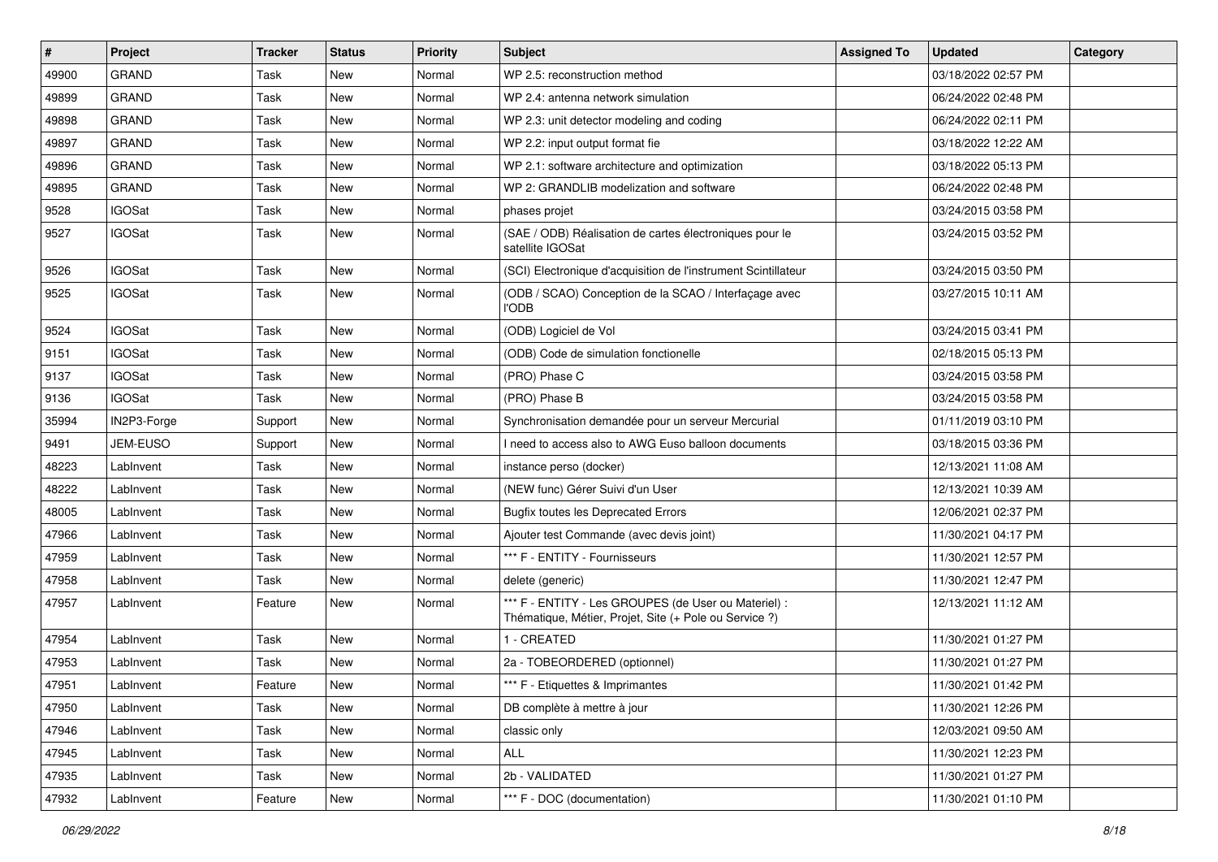| # | Project | Tracker | Status | Priority | Subject | Assigned To | Updated | Category |
|---|---|---|---|---|---|---|---|---|
| 49900 | GRAND | Task | New | Normal | WP 2.5: reconstruction method | | 03/18/2022 02:57 PM | |
| 49899 | GRAND | Task | New | Normal | WP 2.4: antenna network simulation | | 06/24/2022 02:48 PM | |
| 49898 | GRAND | Task | New | Normal | WP 2.3: unit detector modeling and coding | | 06/24/2022 02:11 PM | |
| 49897 | GRAND | Task | New | Normal | WP 2.2: input output format fie | | 03/18/2022 12:22 AM | |
| 49896 | GRAND | Task | New | Normal | WP 2.1: software architecture and optimization | | 03/18/2022 05:13 PM | |
| 49895 | GRAND | Task | New | Normal | WP 2: GRANDLIB modelization and software | | 06/24/2022 02:48 PM | |
| 9528 | IGOSat | Task | New | Normal | phases projet | | 03/24/2015 03:58 PM | |
| 9527 | IGOSat | Task | New | Normal | (SAE / ODB) Réalisation de cartes électroniques pour le satellite IGOSat | | 03/24/2015 03:52 PM | |
| 9526 | IGOSat | Task | New | Normal | (SCI) Electronique d'acquisition de l'instrument Scintillateur | | 03/24/2015 03:50 PM | |
| 9525 | IGOSat | Task | New | Normal | (ODB / SCAO) Conception de la SCAO / Interfaçage avec l'ODB | | 03/27/2015 10:11 AM | |
| 9524 | IGOSat | Task | New | Normal | (ODB) Logiciel de Vol | | 03/24/2015 03:41 PM | |
| 9151 | IGOSat | Task | New | Normal | (ODB) Code de simulation fonctionelle | | 02/18/2015 05:13 PM | |
| 9137 | IGOSat | Task | New | Normal | (PRO) Phase C | | 03/24/2015 03:58 PM | |
| 9136 | IGOSat | Task | New | Normal | (PRO) Phase B | | 03/24/2015 03:58 PM | |
| 35994 | IN2P3-Forge | Support | New | Normal | Synchronisation demandée pour un serveur Mercurial | | 01/11/2019 03:10 PM | |
| 9491 | JEM-EUSO | Support | New | Normal | I need to access also to AWG Euso balloon documents | | 03/18/2015 03:36 PM | |
| 48223 | LabInvent | Task | New | Normal | instance perso (docker) | | 12/13/2021 11:08 AM | |
| 48222 | LabInvent | Task | New | Normal | (NEW func) Gérer Suivi d'un User | | 12/13/2021 10:39 AM | |
| 48005 | LabInvent | Task | New | Normal | Bugfix toutes les Deprecated Errors | | 12/06/2021 02:37 PM | |
| 47966 | LabInvent | Task | New | Normal | Ajouter test Commande (avec devis joint) | | 11/30/2021 04:17 PM | |
| 47959 | LabInvent | Task | New | Normal | *** F - ENTITY - Fournisseurs | | 11/30/2021 12:57 PM | |
| 47958 | LabInvent | Task | New | Normal | delete (generic) | | 11/30/2021 12:47 PM | |
| 47957 | LabInvent | Feature | New | Normal | *** F - ENTITY - Les GROUPES (de User ou Materiel) : Thématique, Métier, Projet, Site (+ Pole ou Service ?) | | 12/13/2021 11:12 AM | |
| 47954 | LabInvent | Task | New | Normal | 1 - CREATED | | 11/30/2021 01:27 PM | |
| 47953 | LabInvent | Task | New | Normal | 2a - TOBEORDERED (optionnel) | | 11/30/2021 01:27 PM | |
| 47951 | LabInvent | Feature | New | Normal | *** F - Etiquettes & Imprimantes | | 11/30/2021 01:42 PM | |
| 47950 | LabInvent | Task | New | Normal | DB complète à mettre à jour | | 11/30/2021 12:26 PM | |
| 47946 | LabInvent | Task | New | Normal | classic only | | 12/03/2021 09:50 AM | |
| 47945 | LabInvent | Task | New | Normal | ALL | | 11/30/2021 12:23 PM | |
| 47935 | LabInvent | Task | New | Normal | 2b - VALIDATED | | 11/30/2021 01:27 PM | |
| 47932 | LabInvent | Feature | New | Normal | *** F - DOC (documentation) | | 11/30/2021 01:10 PM | |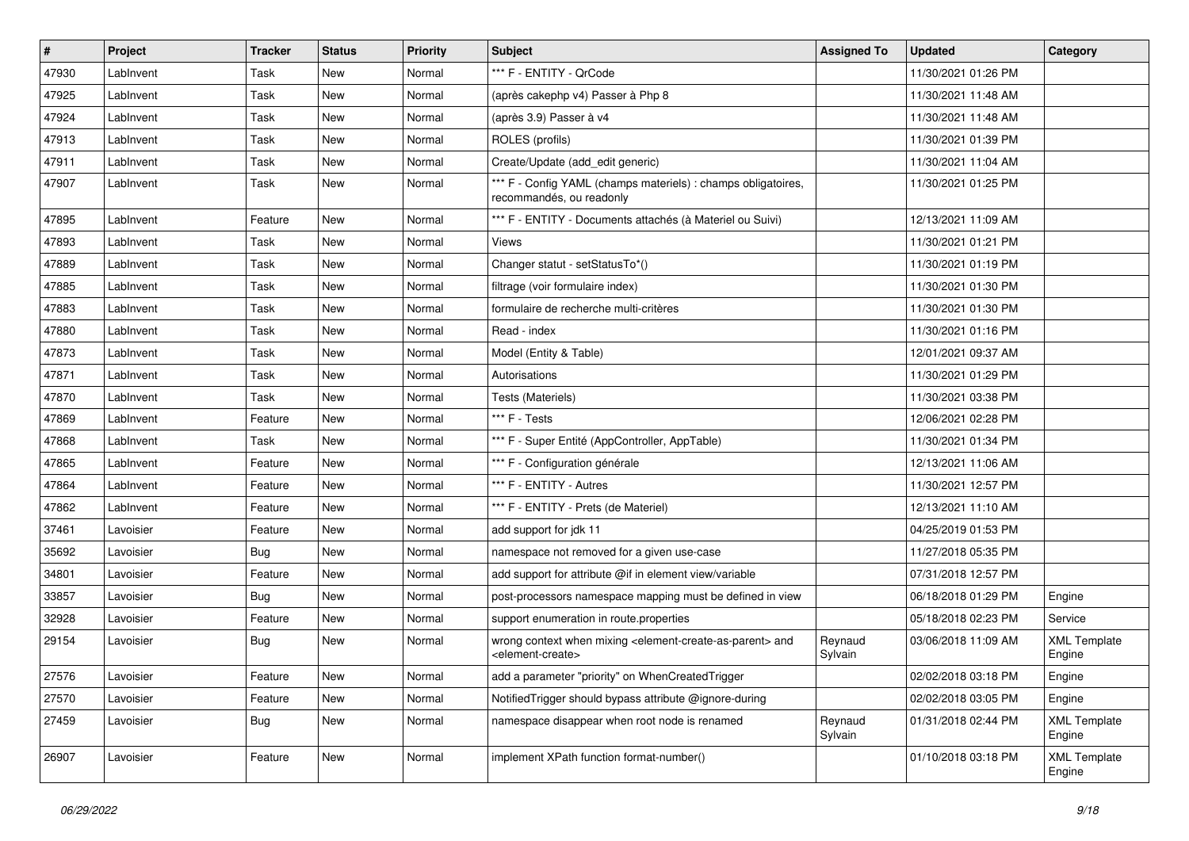| # | Project | Tracker | Status | Priority | Subject | Assigned To | Updated | Category |
|---|---|---|---|---|---|---|---|---|
| 47930 | LabInvent | Task | New | Normal | *** F - ENTITY - QrCode | | 11/30/2021 01:26 PM | |
| 47925 | LabInvent | Task | New | Normal | (après cakephp v4) Passer à Php 8 | | 11/30/2021 11:48 AM | |
| 47924 | LabInvent | Task | New | Normal | (après 3.9) Passer à v4 | | 11/30/2021 11:48 AM | |
| 47913 | LabInvent | Task | New | Normal | ROLES (profils) | | 11/30/2021 01:39 PM | |
| 47911 | LabInvent | Task | New | Normal | Create/Update (add_edit generic) | | 11/30/2021 11:04 AM | |
| 47907 | LabInvent | Task | New | Normal | *** F - Config YAML (champs materiels) : champs obligatoires, recommandés, ou readonly | | 11/30/2021 01:25 PM | |
| 47895 | LabInvent | Feature | New | Normal | *** F - ENTITY - Documents attachés (à Materiel ou Suivi) | | 12/13/2021 11:09 AM | |
| 47893 | LabInvent | Task | New | Normal | Views | | 11/30/2021 01:21 PM | |
| 47889 | LabInvent | Task | New | Normal | Changer statut - setStatusTo*() | | 11/30/2021 01:19 PM | |
| 47885 | LabInvent | Task | New | Normal | filtrage (voir formulaire index) | | 11/30/2021 01:30 PM | |
| 47883 | LabInvent | Task | New | Normal | formulaire de recherche multi-critères | | 11/30/2021 01:30 PM | |
| 47880 | LabInvent | Task | New | Normal | Read - index | | 11/30/2021 01:16 PM | |
| 47873 | LabInvent | Task | New | Normal | Model (Entity & Table) | | 12/01/2021 09:37 AM | |
| 47871 | LabInvent | Task | New | Normal | Autorisations | | 11/30/2021 01:29 PM | |
| 47870 | LabInvent | Task | New | Normal | Tests (Materiels) | | 11/30/2021 03:38 PM | |
| 47869 | LabInvent | Feature | New | Normal | *** F - Tests | | 12/06/2021 02:28 PM | |
| 47868 | LabInvent | Task | New | Normal | *** F - Super Entité (AppController, AppTable) | | 11/30/2021 01:34 PM | |
| 47865 | LabInvent | Feature | New | Normal | *** F - Configuration générale | | 12/13/2021 11:06 AM | |
| 47864 | LabInvent | Feature | New | Normal | *** F - ENTITY - Autres | | 11/30/2021 12:57 PM | |
| 47862 | LabInvent | Feature | New | Normal | *** F - ENTITY - Prets (de Materiel) | | 12/13/2021 11:10 AM | |
| 37461 | Lavoisier | Feature | New | Normal | add support for jdk 11 | | 04/25/2019 01:53 PM | |
| 35692 | Lavoisier | Bug | New | Normal | namespace not removed for a given use-case | | 11/27/2018 05:35 PM | |
| 34801 | Lavoisier | Feature | New | Normal | add support for attribute @if in element view/variable | | 07/31/2018 12:57 PM | |
| 33857 | Lavoisier | Bug | New | Normal | post-processors namespace mapping must be defined in view | | 06/18/2018 01:29 PM | Engine |
| 32928 | Lavoisier | Feature | New | Normal | support enumeration in route.properties | | 05/18/2018 02:23 PM | Service |
| 29154 | Lavoisier | Bug | New | Normal | wrong context when mixing <element-create-as-parent> and <element-create> | Reynaud Sylvain | 03/06/2018 11:09 AM | XML Template Engine |
| 27576 | Lavoisier | Feature | New | Normal | add a parameter "priority" on WhenCreatedTrigger | | 02/02/2018 03:18 PM | Engine |
| 27570 | Lavoisier | Feature | New | Normal | NotifiedTrigger should bypass attribute @ignore-during | | 02/02/2018 03:05 PM | Engine |
| 27459 | Lavoisier | Bug | New | Normal | namespace disappear when root node is renamed | Reynaud Sylvain | 01/31/2018 02:44 PM | XML Template Engine |
| 26907 | Lavoisier | Feature | New | Normal | implement XPath function format-number() | | 01/10/2018 03:18 PM | XML Template Engine |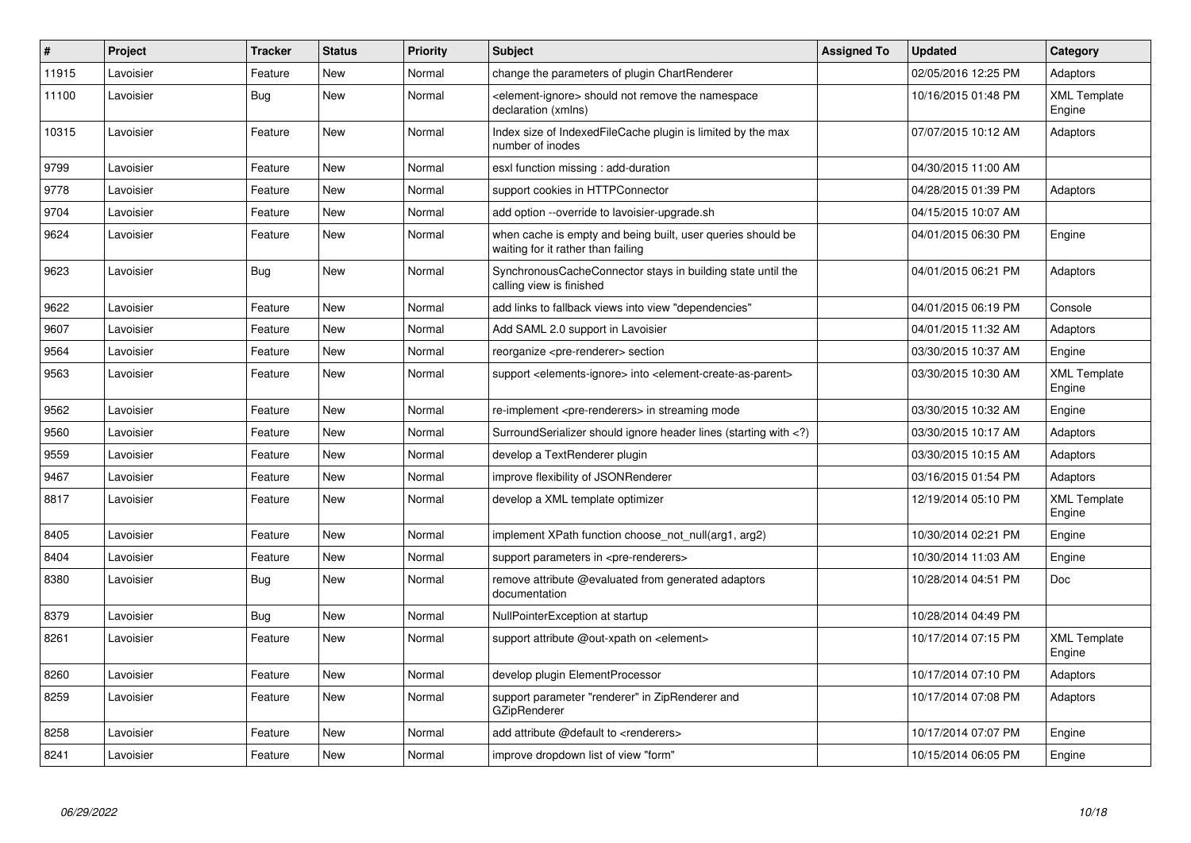| # | Project | Tracker | Status | Priority | Subject | Assigned To | Updated | Category |
|---|---|---|---|---|---|---|---|---|
| 11915 | Lavoisier | Feature | New | Normal | change the parameters of plugin ChartRenderer | | 02/05/2016 12:25 PM | Adaptors |
| 11100 | Lavoisier | Bug | New | Normal | <element-ignore> should not remove the namespace declaration (xmlns) | | 10/16/2015 01:48 PM | XML Template Engine |
| 10315 | Lavoisier | Feature | New | Normal | Index size of IndexedFileCache plugin is limited by the max number of inodes | | 07/07/2015 10:12 AM | Adaptors |
| 9799 | Lavoisier | Feature | New | Normal | esxl function missing : add-duration | | 04/30/2015 11:00 AM | |
| 9778 | Lavoisier | Feature | New | Normal | support cookies in HTTPConnector | | 04/28/2015 01:39 PM | Adaptors |
| 9704 | Lavoisier | Feature | New | Normal | add option --override to lavoisier-upgrade.sh | | 04/15/2015 10:07 AM | |
| 9624 | Lavoisier | Feature | New | Normal | when cache is empty and being built, user queries should be waiting for it rather than failing | | 04/01/2015 06:30 PM | Engine |
| 9623 | Lavoisier | Bug | New | Normal | SynchronousCacheConnector stays in building state until the calling view is finished | | 04/01/2015 06:21 PM | Adaptors |
| 9622 | Lavoisier | Feature | New | Normal | add links to fallback views into view "dependencies" | | 04/01/2015 06:19 PM | Console |
| 9607 | Lavoisier | Feature | New | Normal | Add SAML 2.0 support in Lavoisier | | 04/01/2015 11:32 AM | Adaptors |
| 9564 | Lavoisier | Feature | New | Normal | reorganize <pre-renderer> section | | 03/30/2015 10:37 AM | Engine |
| 9563 | Lavoisier | Feature | New | Normal | support <elements-ignore> into <element-create-as-parent> | | 03/30/2015 10:30 AM | XML Template Engine |
| 9562 | Lavoisier | Feature | New | Normal | re-implement <pre-renderers> in streaming mode | | 03/30/2015 10:32 AM | Engine |
| 9560 | Lavoisier | Feature | New | Normal | SurroundSerializer should ignore header lines (starting with <?) | | 03/30/2015 10:17 AM | Adaptors |
| 9559 | Lavoisier | Feature | New | Normal | develop a TextRenderer plugin | | 03/30/2015 10:15 AM | Adaptors |
| 9467 | Lavoisier | Feature | New | Normal | improve flexibility of JSONRenderer | | 03/16/2015 01:54 PM | Adaptors |
| 8817 | Lavoisier | Feature | New | Normal | develop a XML template optimizer | | 12/19/2014 05:10 PM | XML Template Engine |
| 8405 | Lavoisier | Feature | New | Normal | implement XPath function choose_not_null(arg1, arg2) | | 10/30/2014 02:21 PM | Engine |
| 8404 | Lavoisier | Feature | New | Normal | support parameters in <pre-renderers> | | 10/30/2014 11:03 AM | Engine |
| 8380 | Lavoisier | Bug | New | Normal | remove attribute @evaluated from generated adaptors documentation | | 10/28/2014 04:51 PM | Doc |
| 8379 | Lavoisier | Bug | New | Normal | NullPointerException at startup | | 10/28/2014 04:49 PM | |
| 8261 | Lavoisier | Feature | New | Normal | support attribute @out-xpath on <element> | | 10/17/2014 07:15 PM | XML Template Engine |
| 8260 | Lavoisier | Feature | New | Normal | develop plugin ElementProcessor | | 10/17/2014 07:10 PM | Adaptors |
| 8259 | Lavoisier | Feature | New | Normal | support parameter "renderer" in ZipRenderer and GZipRenderer | | 10/17/2014 07:08 PM | Adaptors |
| 8258 | Lavoisier | Feature | New | Normal | add attribute @default to <renderers> | | 10/17/2014 07:07 PM | Engine |
| 8241 | Lavoisier | Feature | New | Normal | improve dropdown list of view "form" | | 10/15/2014 06:05 PM | Engine |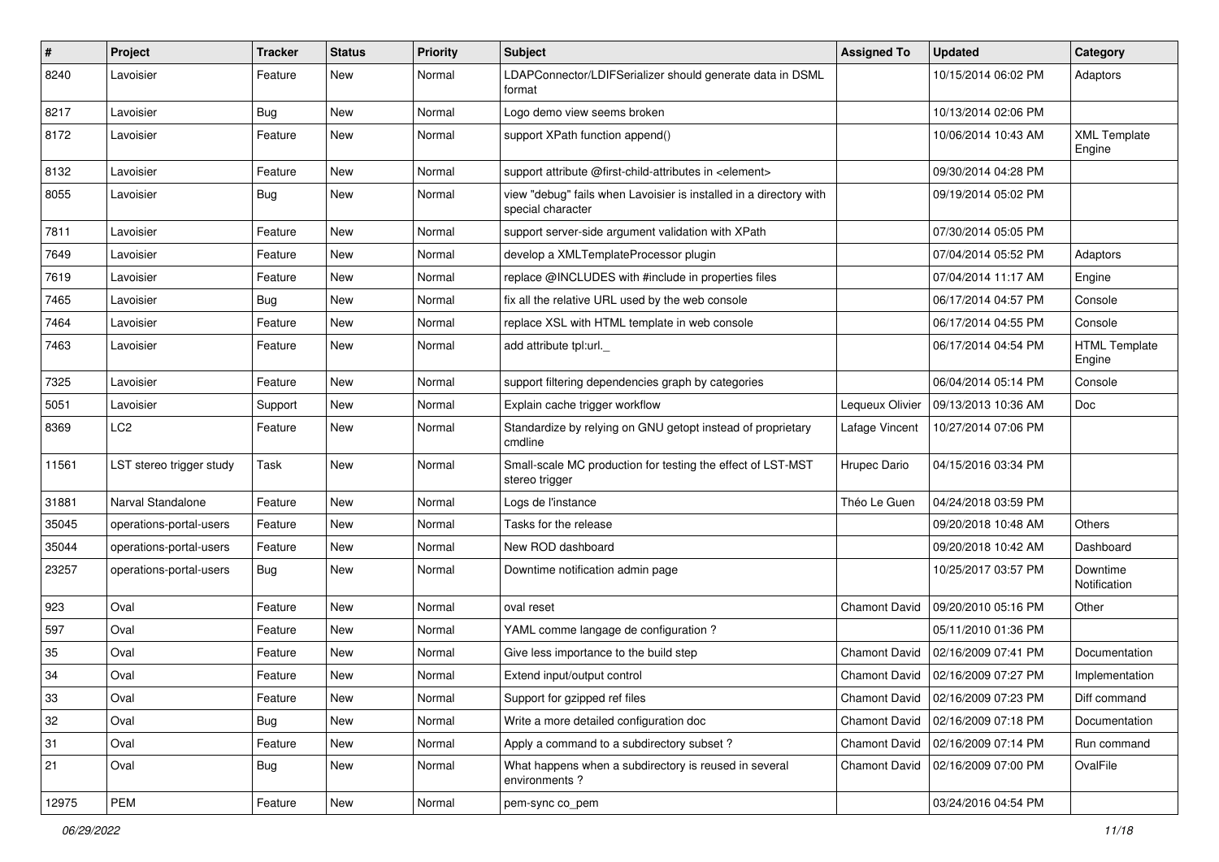| # | Project | Tracker | Status | Priority | Subject | Assigned To | Updated | Category |
| --- | --- | --- | --- | --- | --- | --- | --- | --- |
| 8240 | Lavoisier | Feature | New | Normal | LDAPConnector/LDIFSerializer should generate data in DSML format | | 10/15/2014 06:02 PM | Adaptors |
| 8217 | Lavoisier | Bug | New | Normal | Logo demo view seems broken | | 10/13/2014 02:06 PM | |
| 8172 | Lavoisier | Feature | New | Normal | support XPath function append() | | 10/06/2014 10:43 AM | XML Template Engine |
| 8132 | Lavoisier | Feature | New | Normal | support attribute @first-child-attributes in <element> | | 09/30/2014 04:28 PM | |
| 8055 | Lavoisier | Bug | New | Normal | view "debug" fails when Lavoisier is installed in a directory with special character | | 09/19/2014 05:02 PM | |
| 7811 | Lavoisier | Feature | New | Normal | support server-side argument validation with XPath | | 07/30/2014 05:05 PM | |
| 7649 | Lavoisier | Feature | New | Normal | develop a XMLTemplateProcessor plugin | | 07/04/2014 05:52 PM | Adaptors |
| 7619 | Lavoisier | Feature | New | Normal | replace @INCLUDES with #include in properties files | | 07/04/2014 11:17 AM | Engine |
| 7465 | Lavoisier | Bug | New | Normal | fix all the relative URL used by the web console | | 06/17/2014 04:57 PM | Console |
| 7464 | Lavoisier | Feature | New | Normal | replace XSL with HTML template in web console | | 06/17/2014 04:55 PM | Console |
| 7463 | Lavoisier | Feature | New | Normal | add attribute tpl:url._ | | 06/17/2014 04:54 PM | HTML Template Engine |
| 7325 | Lavoisier | Feature | New | Normal | support filtering dependencies graph by categories | | 06/04/2014 05:14 PM | Console |
| 5051 | Lavoisier | Support | New | Normal | Explain cache trigger workflow | Lequeux Olivier | 09/13/2013 10:36 AM | Doc |
| 8369 | LC2 | Feature | New | Normal | Standardize by relying on GNU getopt instead of proprietary cmdline | Lafage Vincent | 10/27/2014 07:06 PM | |
| 11561 | LST stereo trigger study | Task | New | Normal | Small-scale MC production for testing the effect of LST-MST stereo trigger | Hrupec Dario | 04/15/2016 03:34 PM | |
| 31881 | Narval Standalone | Feature | New | Normal | Logs de l'instance | Théo Le Guen | 04/24/2018 03:59 PM | |
| 35045 | operations-portal-users | Feature | New | Normal | Tasks for the release | | 09/20/2018 10:48 AM | Others |
| 35044 | operations-portal-users | Feature | New | Normal | New ROD dashboard | | 09/20/2018 10:42 AM | Dashboard |
| 23257 | operations-portal-users | Bug | New | Normal | Downtime notification admin page | | 10/25/2017 03:57 PM | Downtime Notification |
| 923 | Oval | Feature | New | Normal | oval reset | Chamont David | 09/20/2010 05:16 PM | Other |
| 597 | Oval | Feature | New | Normal | YAML comme langage de configuration ? | | 05/11/2010 01:36 PM | |
| 35 | Oval | Feature | New | Normal | Give less importance to the build step | Chamont David | 02/16/2009 07:41 PM | Documentation |
| 34 | Oval | Feature | New | Normal | Extend input/output control | Chamont David | 02/16/2009 07:27 PM | Implementation |
| 33 | Oval | Feature | New | Normal | Support for gzipped ref files | Chamont David | 02/16/2009 07:23 PM | Diff command |
| 32 | Oval | Bug | New | Normal | Write a more detailed configuration doc | Chamont David | 02/16/2009 07:18 PM | Documentation |
| 31 | Oval | Feature | New | Normal | Apply a command to a subdirectory subset ? | Chamont David | 02/16/2009 07:14 PM | Run command |
| 21 | Oval | Bug | New | Normal | What happens when a subdirectory is reused in several environments ? | Chamont David | 02/16/2009 07:00 PM | OvalFile |
| 12975 | PEM | Feature | New | Normal | pem-sync co_pem | | 03/24/2016 04:54 PM | |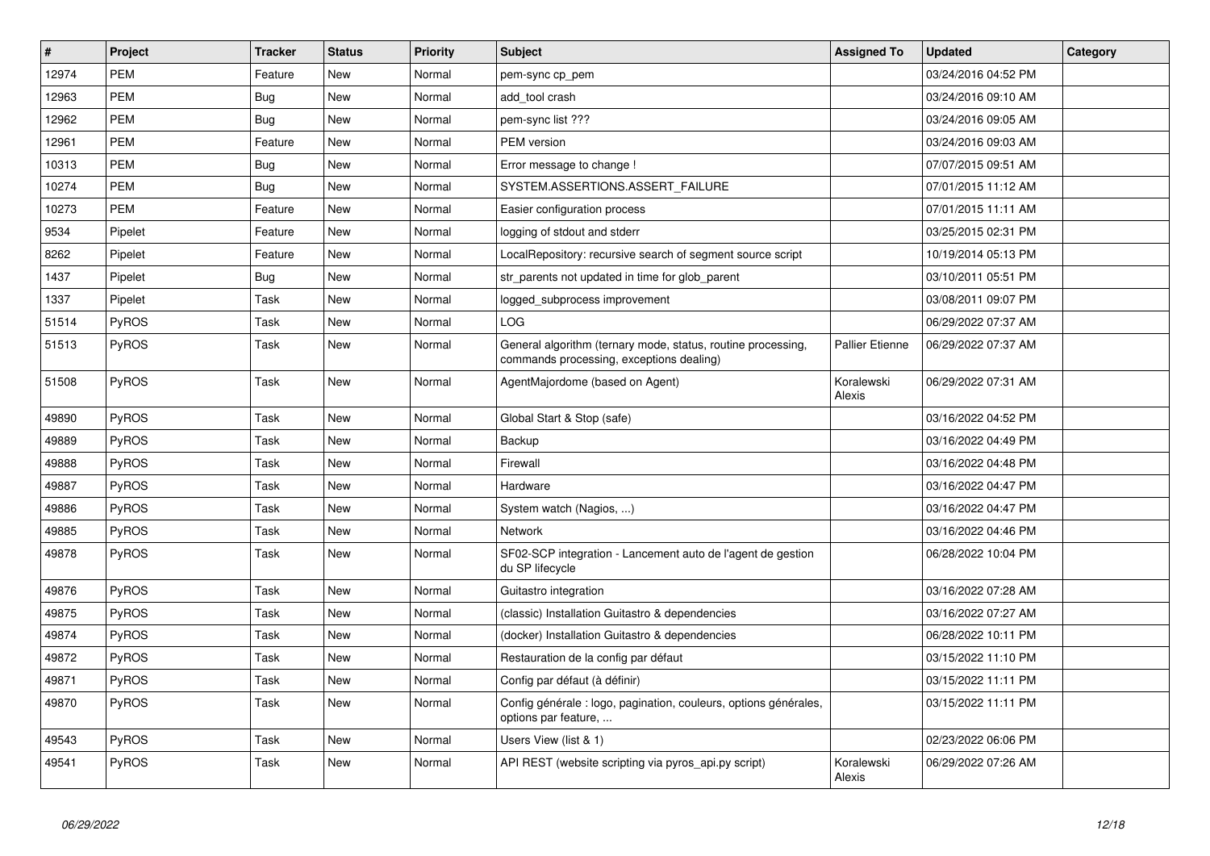| # | Project | Tracker | Status | Priority | Subject | Assigned To | Updated | Category |
|---|---|---|---|---|---|---|---|---|
| 12974 | PEM | Feature | New | Normal | pem-sync cp_pem | | 03/24/2016 04:52 PM | |
| 12963 | PEM | Bug | New | Normal | add_tool crash | | 03/24/2016 09:10 AM | |
| 12962 | PEM | Bug | New | Normal | pem-sync list ??? | | 03/24/2016 09:05 AM | |
| 12961 | PEM | Feature | New | Normal | PEM version | | 03/24/2016 09:03 AM | |
| 10313 | PEM | Bug | New | Normal | Error message to change ! | | 07/07/2015 09:51 AM | |
| 10274 | PEM | Bug | New | Normal | SYSTEM.ASSERTIONS.ASSERT_FAILURE | | 07/01/2015 11:12 AM | |
| 10273 | PEM | Feature | New | Normal | Easier configuration process | | 07/01/2015 11:11 AM | |
| 9534 | Pipelet | Feature | New | Normal | logging of stdout and stderr | | 03/25/2015 02:31 PM | |
| 8262 | Pipelet | Feature | New | Normal | LocalRepository: recursive search of segment source script | | 10/19/2014 05:13 PM | |
| 1437 | Pipelet | Bug | New | Normal | str_parents not updated in time for glob_parent | | 03/10/2011 05:51 PM | |
| 1337 | Pipelet | Task | New | Normal | logged_subprocess improvement | | 03/08/2011 09:07 PM | |
| 51514 | PyROS | Task | New | Normal | LOG | | 06/29/2022 07:37 AM | |
| 51513 | PyROS | Task | New | Normal | General algorithm (ternary mode, status, routine processing, commands processing, exceptions dealing) | Pallier Etienne | 06/29/2022 07:37 AM | |
| 51508 | PyROS | Task | New | Normal | AgentMajordome (based on Agent) | Koralewski Alexis | 06/29/2022 07:31 AM | |
| 49890 | PyROS | Task | New | Normal | Global Start & Stop (safe) | | 03/16/2022 04:52 PM | |
| 49889 | PyROS | Task | New | Normal | Backup | | 03/16/2022 04:49 PM | |
| 49888 | PyROS | Task | New | Normal | Firewall | | 03/16/2022 04:48 PM | |
| 49887 | PyROS | Task | New | Normal | Hardware | | 03/16/2022 04:47 PM | |
| 49886 | PyROS | Task | New | Normal | System watch (Nagios, ...) | | 03/16/2022 04:47 PM | |
| 49885 | PyROS | Task | New | Normal | Network | | 03/16/2022 04:46 PM | |
| 49878 | PyROS | Task | New | Normal | SF02-SCP integration - Lancement auto de l'agent de gestion du SP lifecycle | | 06/28/2022 10:04 PM | |
| 49876 | PyROS | Task | New | Normal | Guitastro integration | | 03/16/2022 07:28 AM | |
| 49875 | PyROS | Task | New | Normal | (classic) Installation Guitastro & dependencies | | 03/16/2022 07:27 AM | |
| 49874 | PyROS | Task | New | Normal | (docker) Installation Guitastro & dependencies | | 06/28/2022 10:11 PM | |
| 49872 | PyROS | Task | New | Normal | Restauration de la config par défaut | | 03/15/2022 11:10 PM | |
| 49871 | PyROS | Task | New | Normal | Config par défaut (à définir) | | 03/15/2022 11:11 PM | |
| 49870 | PyROS | Task | New | Normal | Config générale : logo, pagination, couleurs, options générales, options par feature, ... | | 03/15/2022 11:11 PM | |
| 49543 | PyROS | Task | New | Normal | Users View (list & 1) | | 02/23/2022 06:06 PM | |
| 49541 | PyROS | Task | New | Normal | API REST (website scripting via pyros_api.py script) | Koralewski Alexis | 06/29/2022 07:26 AM | |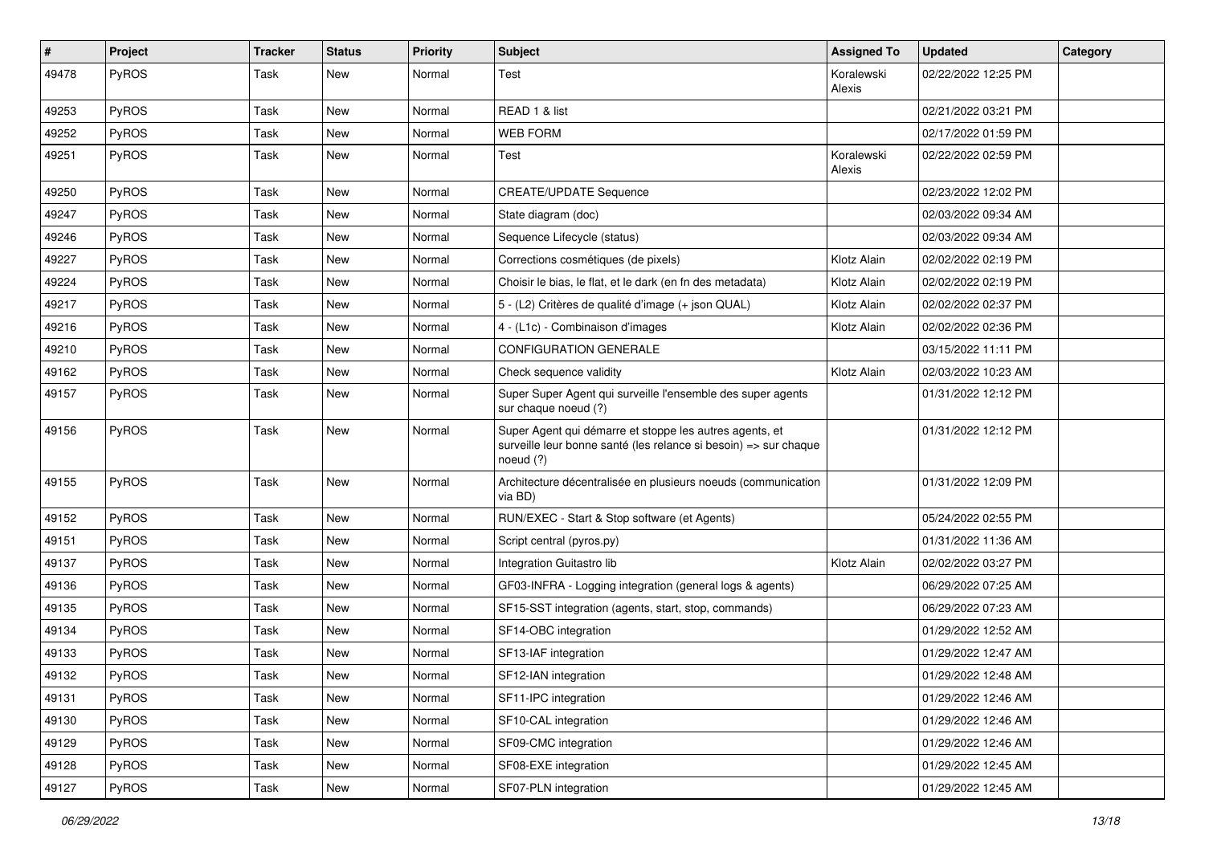| # | Project | Tracker | Status | Priority | Subject | Assigned To | Updated | Category |
|---|---|---|---|---|---|---|---|---|
| 49478 | PyROS | Task | New | Normal | Test | Koralewski Alexis | 02/22/2022 12:25 PM | |
| 49253 | PyROS | Task | New | Normal | READ 1 & list | | 02/21/2022 03:21 PM | |
| 49252 | PyROS | Task | New | Normal | WEB FORM | | 02/17/2022 01:59 PM | |
| 49251 | PyROS | Task | New | Normal | Test | Koralewski Alexis | 02/22/2022 02:59 PM | |
| 49250 | PyROS | Task | New | Normal | CREATE/UPDATE Sequence | | 02/23/2022 12:02 PM | |
| 49247 | PyROS | Task | New | Normal | State diagram (doc) | | 02/03/2022 09:34 AM | |
| 49246 | PyROS | Task | New | Normal | Sequence Lifecycle (status) | | 02/03/2022 09:34 AM | |
| 49227 | PyROS | Task | New | Normal | Corrections cosmétiques (de pixels) | Klotz Alain | 02/02/2022 02:19 PM | |
| 49224 | PyROS | Task | New | Normal | Choisir le bias, le flat, et le dark (en fn des metadata) | Klotz Alain | 02/02/2022 02:19 PM | |
| 49217 | PyROS | Task | New | Normal | 5 - (L2) Critères de qualité d'image (+ json QUAL) | Klotz Alain | 02/02/2022 02:37 PM | |
| 49216 | PyROS | Task | New | Normal | 4 - (L1c) - Combinaison d'images | Klotz Alain | 02/02/2022 02:36 PM | |
| 49210 | PyROS | Task | New | Normal | CONFIGURATION GENERALE | | 03/15/2022 11:11 PM | |
| 49162 | PyROS | Task | New | Normal | Check sequence validity | Klotz Alain | 02/03/2022 10:23 AM | |
| 49157 | PyROS | Task | New | Normal | Super Super Agent qui surveille l'ensemble des super agents sur chaque noeud (?) | | 01/31/2022 12:12 PM | |
| 49156 | PyROS | Task | New | Normal | Super Agent qui démarre et stoppe les autres agents, et surveille leur bonne santé (les relance si besoin) => sur chaque noeud (?) | | 01/31/2022 12:12 PM | |
| 49155 | PyROS | Task | New | Normal | Architecture décentralisée en plusieurs noeuds (communication via BD) | | 01/31/2022 12:09 PM | |
| 49152 | PyROS | Task | New | Normal | RUN/EXEC - Start & Stop software (et Agents) | | 05/24/2022 02:55 PM | |
| 49151 | PyROS | Task | New | Normal | Script central (pyros.py) | | 01/31/2022 11:36 AM | |
| 49137 | PyROS | Task | New | Normal | Integration Guitastro lib | Klotz Alain | 02/02/2022 03:27 PM | |
| 49136 | PyROS | Task | New | Normal | GF03-INFRA - Logging integration (general logs & agents) | | 06/29/2022 07:25 AM | |
| 49135 | PyROS | Task | New | Normal | SF15-SST integration (agents, start, stop, commands) | | 06/29/2022 07:23 AM | |
| 49134 | PyROS | Task | New | Normal | SF14-OBC integration | | 01/29/2022 12:52 AM | |
| 49133 | PyROS | Task | New | Normal | SF13-IAF integration | | 01/29/2022 12:47 AM | |
| 49132 | PyROS | Task | New | Normal | SF12-IAN integration | | 01/29/2022 12:48 AM | |
| 49131 | PyROS | Task | New | Normal | SF11-IPC integration | | 01/29/2022 12:46 AM | |
| 49130 | PyROS | Task | New | Normal | SF10-CAL integration | | 01/29/2022 12:46 AM | |
| 49129 | PyROS | Task | New | Normal | SF09-CMC integration | | 01/29/2022 12:46 AM | |
| 49128 | PyROS | Task | New | Normal | SF08-EXE integration | | 01/29/2022 12:45 AM | |
| 49127 | PyROS | Task | New | Normal | SF07-PLN integration | | 01/29/2022 12:45 AM | |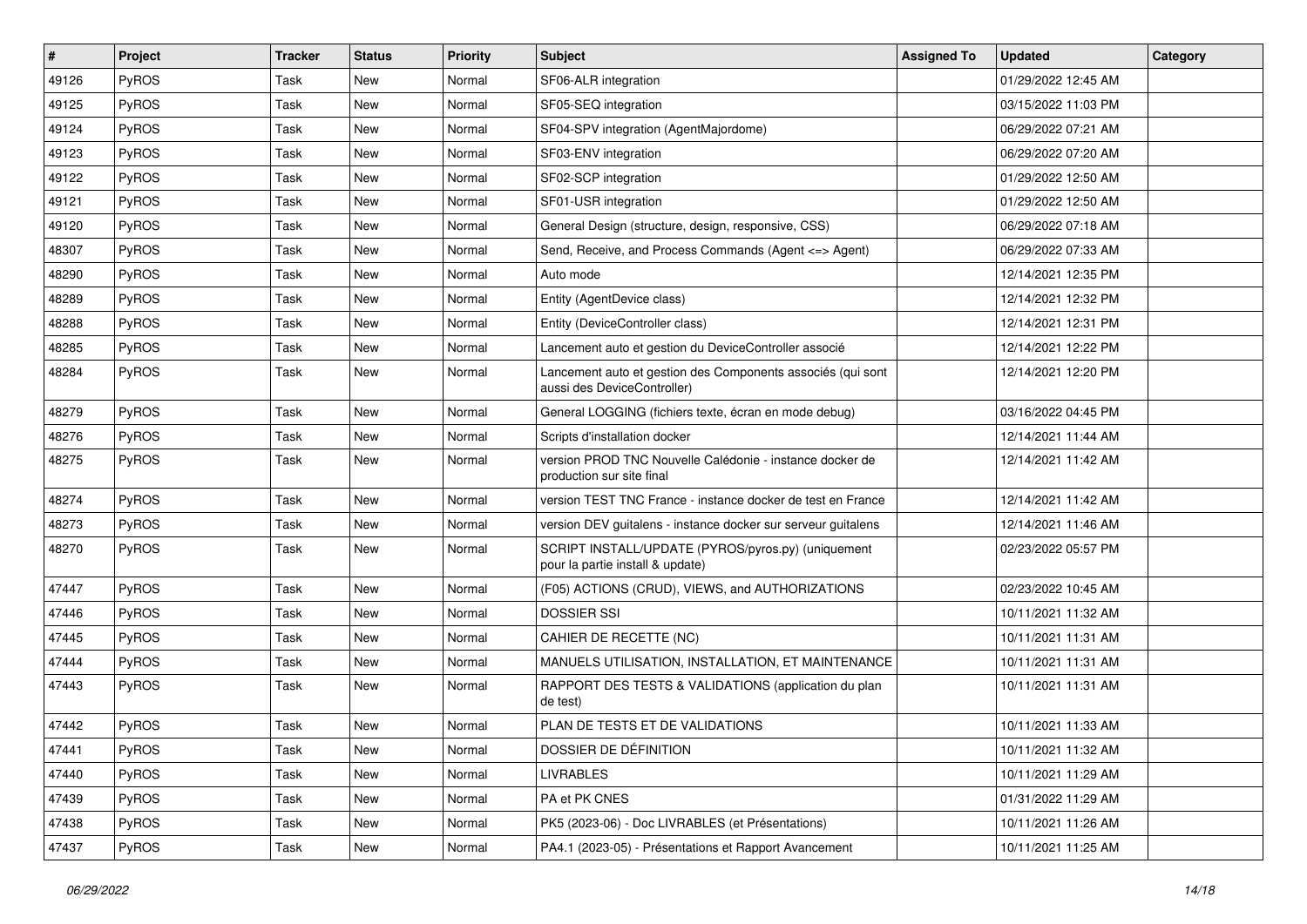| # | Project | Tracker | Status | Priority | Subject | Assigned To | Updated | Category |
|---|---|---|---|---|---|---|---|---|
| 49126 | PyROS | Task | New | Normal | SF06-ALR integration | | 01/29/2022 12:45 AM | |
| 49125 | PyROS | Task | New | Normal | SF05-SEQ integration | | 03/15/2022 11:03 PM | |
| 49124 | PyROS | Task | New | Normal | SF04-SPV integration (AgentMajordome) | | 06/29/2022 07:21 AM | |
| 49123 | PyROS | Task | New | Normal | SF03-ENV integration | | 06/29/2022 07:20 AM | |
| 49122 | PyROS | Task | New | Normal | SF02-SCP integration | | 01/29/2022 12:50 AM | |
| 49121 | PyROS | Task | New | Normal | SF01-USR integration | | 01/29/2022 12:50 AM | |
| 49120 | PyROS | Task | New | Normal | General Design (structure, design, responsive, CSS) | | 06/29/2022 07:18 AM | |
| 48307 | PyROS | Task | New | Normal | Send, Receive, and Process Commands (Agent <=> Agent) | | 06/29/2022 07:33 AM | |
| 48290 | PyROS | Task | New | Normal | Auto mode | | 12/14/2021 12:35 PM | |
| 48289 | PyROS | Task | New | Normal | Entity (AgentDevice class) | | 12/14/2021 12:32 PM | |
| 48288 | PyROS | Task | New | Normal | Entity (DeviceController class) | | 12/14/2021 12:31 PM | |
| 48285 | PyROS | Task | New | Normal | Lancement auto et gestion du DeviceController associé | | 12/14/2021 12:22 PM | |
| 48284 | PyROS | Task | New | Normal | Lancement auto et gestion des Components associés (qui sont aussi des DeviceController) | | 12/14/2021 12:20 PM | |
| 48279 | PyROS | Task | New | Normal | General LOGGING (fichiers texte, écran en mode debug) | | 03/16/2022 04:45 PM | |
| 48276 | PyROS | Task | New | Normal | Scripts d'installation docker | | 12/14/2021 11:44 AM | |
| 48275 | PyROS | Task | New | Normal | version PROD TNC Nouvelle Calédonie - instance docker de production sur site final | | 12/14/2021 11:42 AM | |
| 48274 | PyROS | Task | New | Normal | version TEST TNC France - instance docker de test en France | | 12/14/2021 11:42 AM | |
| 48273 | PyROS | Task | New | Normal | version DEV guitalens - instance docker sur serveur guitalens | | 12/14/2021 11:46 AM | |
| 48270 | PyROS | Task | New | Normal | SCRIPT INSTALL/UPDATE (PYROS/pyros.py) (uniquement pour la partie install & update) | | 02/23/2022 05:57 PM | |
| 47447 | PyROS | Task | New | Normal | (F05) ACTIONS (CRUD), VIEWS, and AUTHORIZATIONS | | 02/23/2022 10:45 AM | |
| 47446 | PyROS | Task | New | Normal | DOSSIER SSI | | 10/11/2021 11:32 AM | |
| 47445 | PyROS | Task | New | Normal | CAHIER DE RECETTE (NC) | | 10/11/2021 11:31 AM | |
| 47444 | PyROS | Task | New | Normal | MANUELS UTILISATION, INSTALLATION, ET MAINTENANCE | | 10/11/2021 11:31 AM | |
| 47443 | PyROS | Task | New | Normal | RAPPORT DES TESTS & VALIDATIONS (application du plan de test) | | 10/11/2021 11:31 AM | |
| 47442 | PyROS | Task | New | Normal | PLAN DE TESTS ET DE VALIDATIONS | | 10/11/2021 11:33 AM | |
| 47441 | PyROS | Task | New | Normal | DOSSIER DE DÉFINITION | | 10/11/2021 11:32 AM | |
| 47440 | PyROS | Task | New | Normal | LIVRABLES | | 10/11/2021 11:29 AM | |
| 47439 | PyROS | Task | New | Normal | PA et PK CNES | | 01/31/2022 11:29 AM | |
| 47438 | PyROS | Task | New | Normal | PK5 (2023-06) - Doc LIVRABLES (et Présentations) | | 10/11/2021 11:26 AM | |
| 47437 | PyROS | Task | New | Normal | PA4.1 (2023-05) - Présentations et Rapport Avancement | | 10/11/2021 11:25 AM | |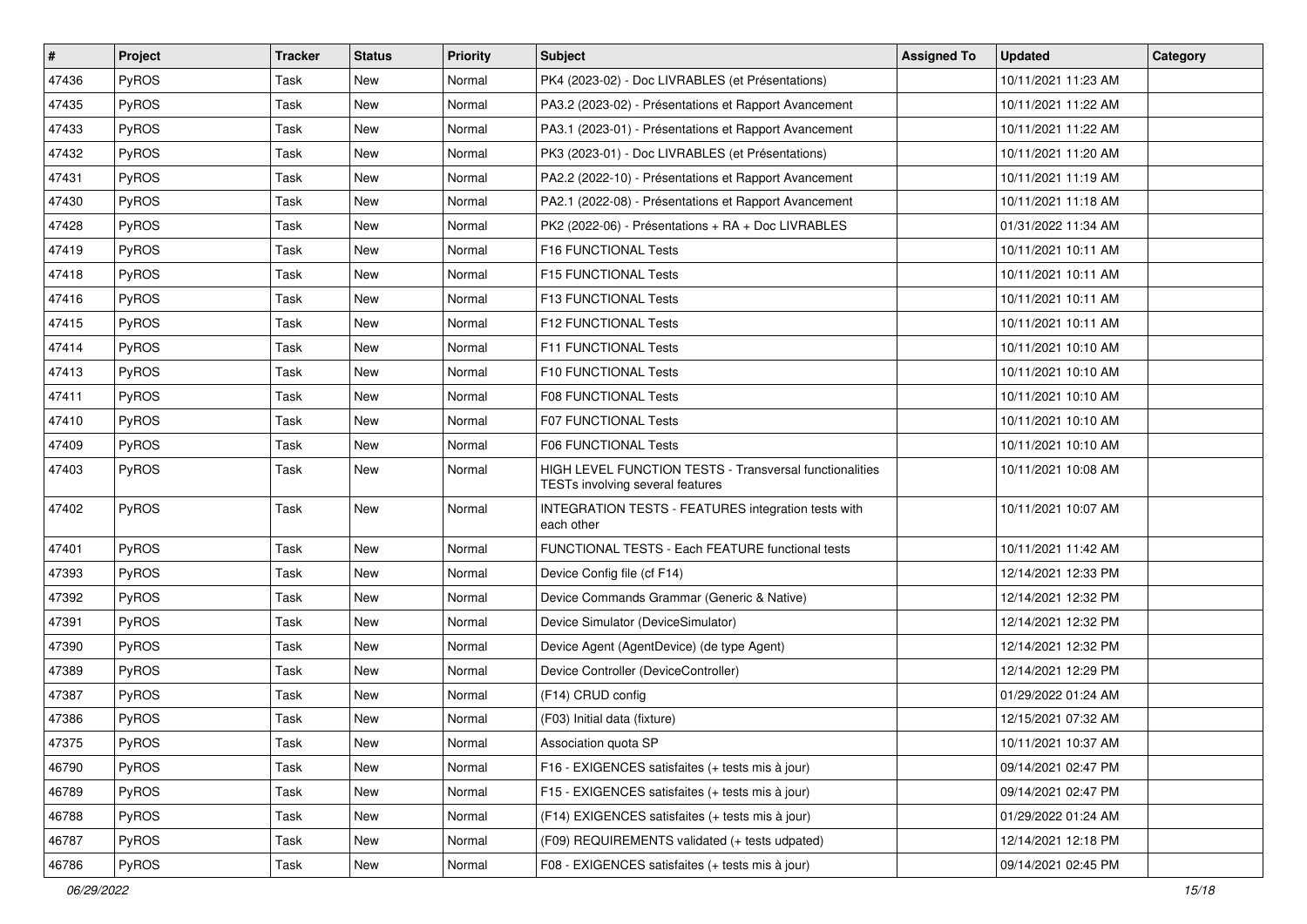| # | Project | Tracker | Status | Priority | Subject | Assigned To | Updated | Category |
|---|---|---|---|---|---|---|---|---|
| 47436 | PyROS | Task | New | Normal | PK4 (2023-02) - Doc LIVRABLES (et Présentations) | | 10/11/2021 11:23 AM | |
| 47435 | PyROS | Task | New | Normal | PA3.2 (2023-02) - Présentations et Rapport Avancement | | 10/11/2021 11:22 AM | |
| 47433 | PyROS | Task | New | Normal | PA3.1 (2023-01) - Présentations et Rapport Avancement | | 10/11/2021 11:22 AM | |
| 47432 | PyROS | Task | New | Normal | PK3 (2023-01) - Doc LIVRABLES (et Présentations) | | 10/11/2021 11:20 AM | |
| 47431 | PyROS | Task | New | Normal | PA2.2 (2022-10) - Présentations et Rapport Avancement | | 10/11/2021 11:19 AM | |
| 47430 | PyROS | Task | New | Normal | PA2.1 (2022-08) - Présentations et Rapport Avancement | | 10/11/2021 11:18 AM | |
| 47428 | PyROS | Task | New | Normal | PK2 (2022-06) - Présentations + RA + Doc LIVRABLES | | 01/31/2022 11:34 AM | |
| 47419 | PyROS | Task | New | Normal | F16 FUNCTIONAL Tests | | 10/11/2021 10:11 AM | |
| 47418 | PyROS | Task | New | Normal | F15 FUNCTIONAL Tests | | 10/11/2021 10:11 AM | |
| 47416 | PyROS | Task | New | Normal | F13 FUNCTIONAL Tests | | 10/11/2021 10:11 AM | |
| 47415 | PyROS | Task | New | Normal | F12 FUNCTIONAL Tests | | 10/11/2021 10:11 AM | |
| 47414 | PyROS | Task | New | Normal | F11 FUNCTIONAL Tests | | 10/11/2021 10:10 AM | |
| 47413 | PyROS | Task | New | Normal | F10 FUNCTIONAL Tests | | 10/11/2021 10:10 AM | |
| 47411 | PyROS | Task | New | Normal | F08 FUNCTIONAL Tests | | 10/11/2021 10:10 AM | |
| 47410 | PyROS | Task | New | Normal | F07 FUNCTIONAL Tests | | 10/11/2021 10:10 AM | |
| 47409 | PyROS | Task | New | Normal | F06 FUNCTIONAL Tests | | 10/11/2021 10:10 AM | |
| 47403 | PyROS | Task | New | Normal | HIGH LEVEL FUNCTION TESTS - Transversal functionalities TESTs involving several features | | 10/11/2021 10:08 AM | |
| 47402 | PyROS | Task | New | Normal | INTEGRATION TESTS - FEATURES integration tests with each other | | 10/11/2021 10:07 AM | |
| 47401 | PyROS | Task | New | Normal | FUNCTIONAL TESTS - Each FEATURE functional tests | | 10/11/2021 11:42 AM | |
| 47393 | PyROS | Task | New | Normal | Device Config file (cf F14) | | 12/14/2021 12:33 PM | |
| 47392 | PyROS | Task | New | Normal | Device Commands Grammar (Generic & Native) | | 12/14/2021 12:32 PM | |
| 47391 | PyROS | Task | New | Normal | Device Simulator (DeviceSimulator) | | 12/14/2021 12:32 PM | |
| 47390 | PyROS | Task | New | Normal | Device Agent (AgentDevice) (de type Agent) | | 12/14/2021 12:32 PM | |
| 47389 | PyROS | Task | New | Normal | Device Controller (DeviceController) | | 12/14/2021 12:29 PM | |
| 47387 | PyROS | Task | New | Normal | (F14) CRUD config | | 01/29/2022 01:24 AM | |
| 47386 | PyROS | Task | New | Normal | (F03) Initial data (fixture) | | 12/15/2021 07:32 AM | |
| 47375 | PyROS | Task | New | Normal | Association quota SP | | 10/11/2021 10:37 AM | |
| 46790 | PyROS | Task | New | Normal | F16 - EXIGENCES satisfaites (+ tests mis à jour) | | 09/14/2021 02:47 PM | |
| 46789 | PyROS | Task | New | Normal | F15 - EXIGENCES satisfaites (+ tests mis à jour) | | 09/14/2021 02:47 PM | |
| 46788 | PyROS | Task | New | Normal | (F14) EXIGENCES satisfaites (+ tests mis à jour) | | 01/29/2022 01:24 AM | |
| 46787 | PyROS | Task | New | Normal | (F09) REQUIREMENTS validated (+ tests udpated) | | 12/14/2021 12:18 PM | |
| 46786 | PyROS | Task | New | Normal | F08 - EXIGENCES satisfaites (+ tests mis à jour) | | 09/14/2021 02:45 PM | |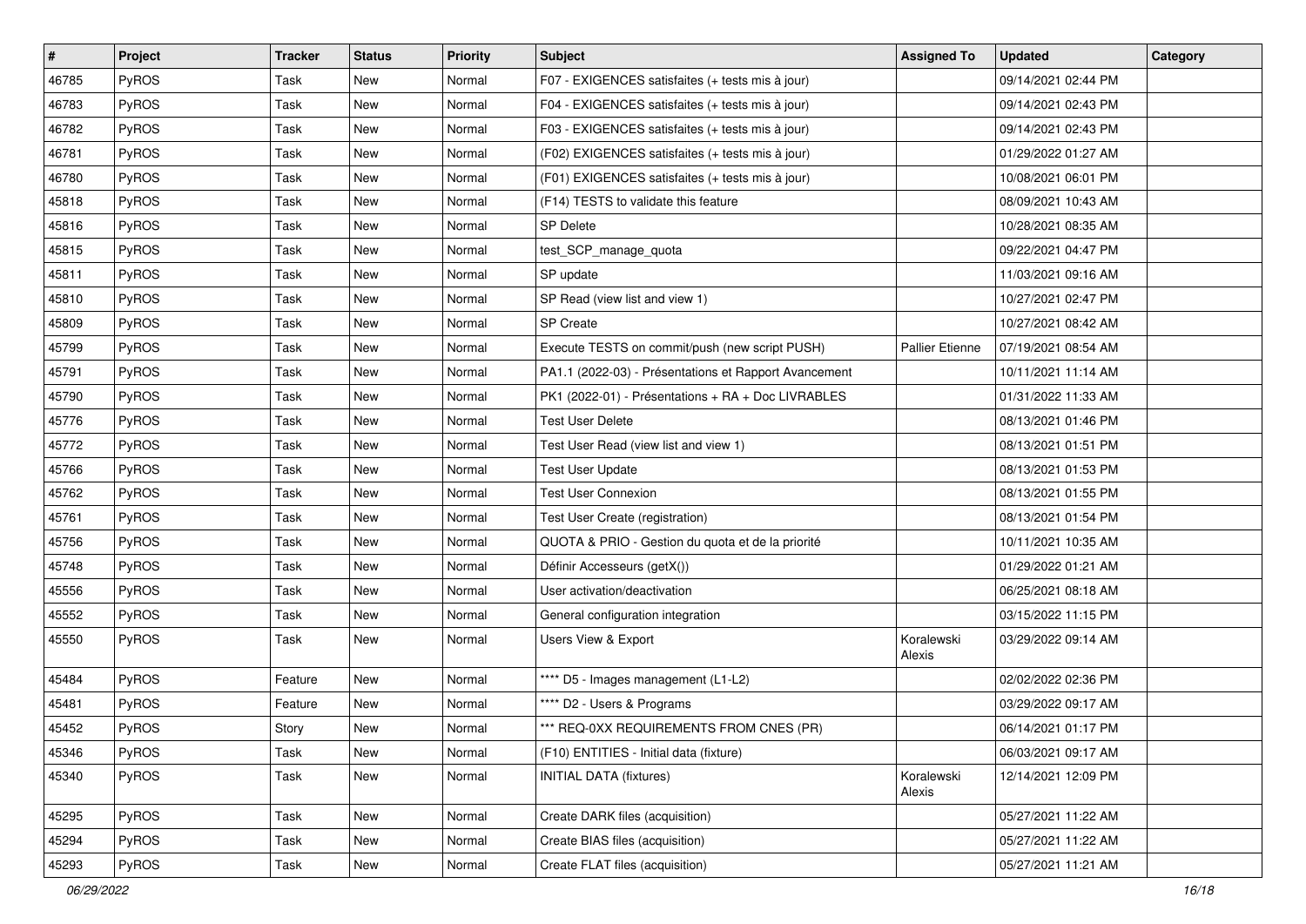| # | Project | Tracker | Status | Priority | Subject | Assigned To | Updated | Category |
|---|---|---|---|---|---|---|---|---|
| 46785 | PyROS | Task | New | Normal | F07 - EXIGENCES satisfaites (+ tests mis à jour) | | 09/14/2021 02:44 PM | |
| 46783 | PyROS | Task | New | Normal | F04 - EXIGENCES satisfaites (+ tests mis à jour) | | 09/14/2021 02:43 PM | |
| 46782 | PyROS | Task | New | Normal | F03 - EXIGENCES satisfaites (+ tests mis à jour) | | 09/14/2021 02:43 PM | |
| 46781 | PyROS | Task | New | Normal | (F02) EXIGENCES satisfaites (+ tests mis à jour) | | 01/29/2022 01:27 AM | |
| 46780 | PyROS | Task | New | Normal | (F01) EXIGENCES satisfaites (+ tests mis à jour) | | 10/08/2021 06:01 PM | |
| 45818 | PyROS | Task | New | Normal | (F14) TESTS to validate this feature | | 08/09/2021 10:43 AM | |
| 45816 | PyROS | Task | New | Normal | SP Delete | | 10/28/2021 08:35 AM | |
| 45815 | PyROS | Task | New | Normal | test_SCP_manage_quota | | 09/22/2021 04:47 PM | |
| 45811 | PyROS | Task | New | Normal | SP update | | 11/03/2021 09:16 AM | |
| 45810 | PyROS | Task | New | Normal | SP Read (view list and view 1) | | 10/27/2021 02:47 PM | |
| 45809 | PyROS | Task | New | Normal | SP Create | | 10/27/2021 08:42 AM | |
| 45799 | PyROS | Task | New | Normal | Execute TESTS on commit/push (new script PUSH) | Pallier Etienne | 07/19/2021 08:54 AM | |
| 45791 | PyROS | Task | New | Normal | PA1.1 (2022-03) - Présentations et Rapport Avancement | | 10/11/2021 11:14 AM | |
| 45790 | PyROS | Task | New | Normal | PK1 (2022-01) - Présentations + RA + Doc LIVRABLES | | 01/31/2022 11:33 AM | |
| 45776 | PyROS | Task | New | Normal | Test User Delete | | 08/13/2021 01:46 PM | |
| 45772 | PyROS | Task | New | Normal | Test User Read (view list and view 1) | | 08/13/2021 01:51 PM | |
| 45766 | PyROS | Task | New | Normal | Test User Update | | 08/13/2021 01:53 PM | |
| 45762 | PyROS | Task | New | Normal | Test User Connexion | | 08/13/2021 01:55 PM | |
| 45761 | PyROS | Task | New | Normal | Test User Create (registration) | | 08/13/2021 01:54 PM | |
| 45756 | PyROS | Task | New | Normal | QUOTA & PRIO - Gestion du quota et de la priorité | | 10/11/2021 10:35 AM | |
| 45748 | PyROS | Task | New | Normal | Définir Accesseurs (getX()) | | 01/29/2022 01:21 AM | |
| 45556 | PyROS | Task | New | Normal | User activation/deactivation | | 06/25/2021 08:18 AM | |
| 45552 | PyROS | Task | New | Normal | General configuration integration | | 03/15/2022 11:15 PM | |
| 45550 | PyROS | Task | New | Normal | Users View & Export | Koralewski Alexis | 03/29/2022 09:14 AM | |
| 45484 | PyROS | Feature | New | Normal | **** D5 - Images management (L1-L2) | | 02/02/2022 02:36 PM | |
| 45481 | PyROS | Feature | New | Normal | **** D2 - Users & Programs | | 03/29/2022 09:17 AM | |
| 45452 | PyROS | Story | New | Normal | *** REQ-0XX REQUIREMENTS FROM CNES (PR) | | 06/14/2021 01:17 PM | |
| 45346 | PyROS | Task | New | Normal | (F10) ENTITIES - Initial data (fixture) | | 06/03/2021 09:17 AM | |
| 45340 | PyROS | Task | New | Normal | INITIAL DATA (fixtures) | Koralewski Alexis | 12/14/2021 12:09 PM | |
| 45295 | PyROS | Task | New | Normal | Create DARK files (acquisition) | | 05/27/2021 11:22 AM | |
| 45294 | PyROS | Task | New | Normal | Create BIAS files (acquisition) | | 05/27/2021 11:22 AM | |
| 45293 | PyROS | Task | New | Normal | Create FLAT files (acquisition) | | 05/27/2021 11:21 AM | |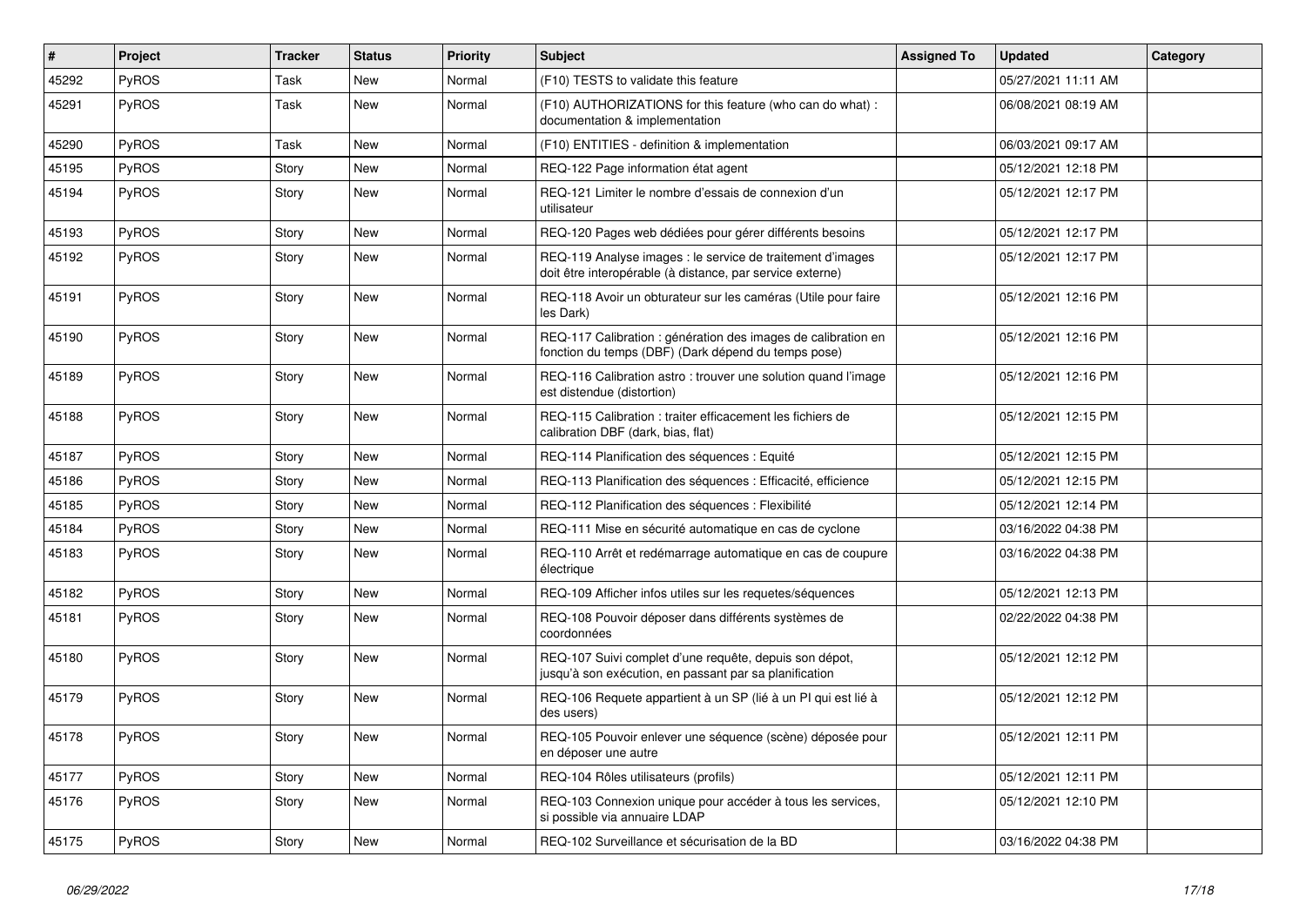| # | Project | Tracker | Status | Priority | Subject | Assigned To | Updated | Category |
|---|---|---|---|---|---|---|---|---|
| 45292 | PyROS | Task | New | Normal | (F10) TESTS to validate this feature | | 05/27/2021 11:11 AM | |
| 45291 | PyROS | Task | New | Normal | (F10) AUTHORIZATIONS for this feature (who can do what) : documentation & implementation | | 06/08/2021 08:19 AM | |
| 45290 | PyROS | Task | New | Normal | (F10) ENTITIES - definition & implementation | | 06/03/2021 09:17 AM | |
| 45195 | PyROS | Story | New | Normal | REQ-122 Page information état agent | | 05/12/2021 12:18 PM | |
| 45194 | PyROS | Story | New | Normal | REQ-121 Limiter le nombre d'essais de connexion d'un utilisateur | | 05/12/2021 12:17 PM | |
| 45193 | PyROS | Story | New | Normal | REQ-120 Pages web dédiées pour gérer différents besoins | | 05/12/2021 12:17 PM | |
| 45192 | PyROS | Story | New | Normal | REQ-119 Analyse images : le service de traitement d'images doit être interopérable (à distance, par service externe) | | 05/12/2021 12:17 PM | |
| 45191 | PyROS | Story | New | Normal | REQ-118 Avoir un obturateur sur les caméras (Utile pour faire les Dark) | | 05/12/2021 12:16 PM | |
| 45190 | PyROS | Story | New | Normal | REQ-117 Calibration : génération des images de calibration en fonction du temps (DBF) (Dark dépend du temps pose) | | 05/12/2021 12:16 PM | |
| 45189 | PyROS | Story | New | Normal | REQ-116 Calibration astro : trouver une solution quand l'image est distendue (distortion) | | 05/12/2021 12:16 PM | |
| 45188 | PyROS | Story | New | Normal | REQ-115 Calibration : traiter efficacement les fichiers de calibration DBF (dark, bias, flat) | | 05/12/2021 12:15 PM | |
| 45187 | PyROS | Story | New | Normal | REQ-114 Planification des séquences : Equité | | 05/12/2021 12:15 PM | |
| 45186 | PyROS | Story | New | Normal | REQ-113 Planification des séquences : Efficacité, efficience | | 05/12/2021 12:15 PM | |
| 45185 | PyROS | Story | New | Normal | REQ-112 Planification des séquences : Flexibilité | | 05/12/2021 12:14 PM | |
| 45184 | PyROS | Story | New | Normal | REQ-111 Mise en sécurité automatique en cas de cyclone | | 03/16/2022 04:38 PM | |
| 45183 | PyROS | Story | New | Normal | REQ-110 Arrêt et redémarrage automatique en cas de coupure électrique | | 03/16/2022 04:38 PM | |
| 45182 | PyROS | Story | New | Normal | REQ-109 Afficher infos utiles sur les requetes/séquences | | 05/12/2021 12:13 PM | |
| 45181 | PyROS | Story | New | Normal | REQ-108 Pouvoir déposer dans différents systèmes de coordonnées | | 02/22/2022 04:38 PM | |
| 45180 | PyROS | Story | New | Normal | REQ-107 Suivi complet d'une requête, depuis son dépot, jusqu'à son exécution, en passant par sa planification | | 05/12/2021 12:12 PM | |
| 45179 | PyROS | Story | New | Normal | REQ-106 Requete appartient à un SP (lié à un PI qui est lié à des users) | | 05/12/2021 12:12 PM | |
| 45178 | PyROS | Story | New | Normal | REQ-105 Pouvoir enlever une séquence (scène) déposée pour en déposer une autre | | 05/12/2021 12:11 PM | |
| 45177 | PyROS | Story | New | Normal | REQ-104 Rôles utilisateurs (profils) | | 05/12/2021 12:11 PM | |
| 45176 | PyROS | Story | New | Normal | REQ-103 Connexion unique pour accéder à tous les services, si possible via annuaire LDAP | | 05/12/2021 12:10 PM | |
| 45175 | PyROS | Story | New | Normal | REQ-102 Surveillance et sécurisation de la BD | | 03/16/2022 04:38 PM | |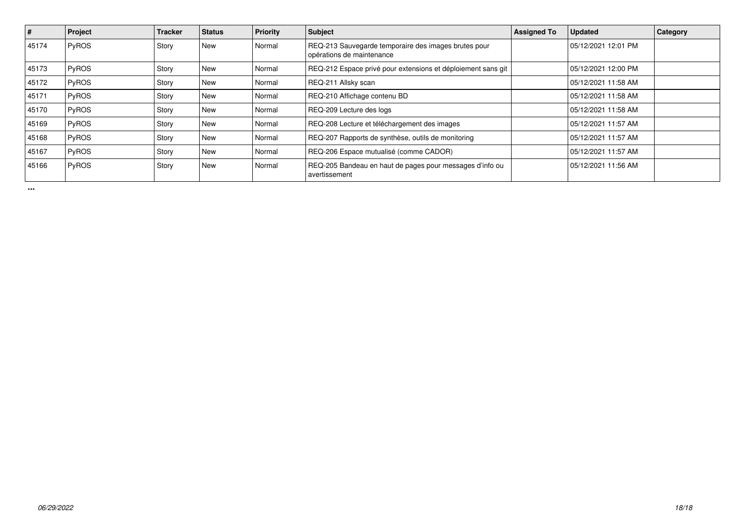| # | Project | Tracker | Status | Priority | Subject | Assigned To | Updated | Category |
|---|---|---|---|---|---|---|---|---|
| 45174 | PyROS | Story | New | Normal | REQ-213 Sauvegarde temporaire des images brutes pour opérations de maintenance | | 05/12/2021 12:01 PM | |
| 45173 | PyROS | Story | New | Normal | REQ-212 Espace privé pour extensions et déploiement sans git | | 05/12/2021 12:00 PM | |
| 45172 | PyROS | Story | New | Normal | REQ-211 Allsky scan | | 05/12/2021 11:58 AM | |
| 45171 | PyROS | Story | New | Normal | REQ-210 Affichage contenu BD | | 05/12/2021 11:58 AM | |
| 45170 | PyROS | Story | New | Normal | REQ-209 Lecture des logs | | 05/12/2021 11:58 AM | |
| 45169 | PyROS | Story | New | Normal | REQ-208 Lecture et téléchargement des images | | 05/12/2021 11:57 AM | |
| 45168 | PyROS | Story | New | Normal | REQ-207 Rapports de synthèse, outils de monitoring | | 05/12/2021 11:57 AM | |
| 45167 | PyROS | Story | New | Normal | REQ-206 Espace mutualisé (comme CADOR) | | 05/12/2021 11:57 AM | |
| 45166 | PyROS | Story | New | Normal | REQ-205 Bandeau en haut de pages pour messages d'info ou avertissement | | 05/12/2021 11:56 AM | |

...